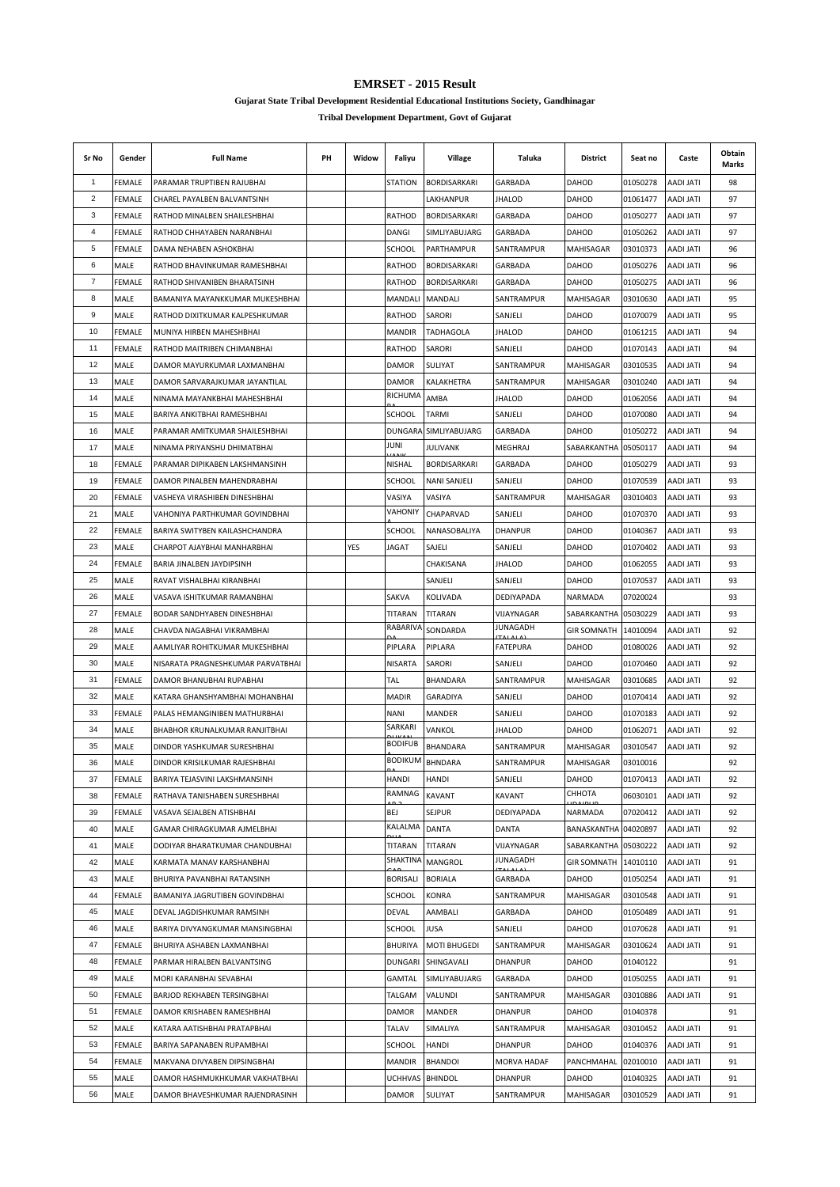# EMRSET - 2015 Result

**Gujarat State Tribal Development Residential Educational Institutions Society, Gandhinagar**

**Tribal Development Department, Govt of Gujarat**

| Sr No | Gender | Full Name | PH | Widow | Faliyu | Village | Taluka | District | Seat no | Caste | Obtain Marks |
|---|---|---|---|---|---|---|---|---|---|---|---|
| 1 | FEMALE | PARAMAR TRUPTIBEN RAJUBHAI | | | STATION | BORDISARKARI | GARBADA | DAHOD | 01050278 | AADI JATI | 98 |
| 2 | FEMALE | CHAREL PAYALBEN BALVANTSINH | | | | LAKHANPUR | JHALOD | DAHOD | 01061477 | AADI JATI | 97 |
| 3 | FEMALE | RATHOD MINALBEN SHAILESHBHAI | | | RATHOD | BORDISARKARI | GARBADA | DAHOD | 01050277 | AADI JATI | 97 |
| 4 | FEMALE | RATHOD CHHAYABEN NARANBHAI | | | DANGI | SIMLIYABUJARG | GARBADA | DAHOD | 01050262 | AADI JATI | 97 |
| 5 | FEMALE | DAMA NEHABEN ASHOKBHAI | | | SCHOOL | PARTHAMPUR | SANTRAMPUR | MAHISAGAR | 03010373 | AADI JATI | 96 |
| 6 | MALE | RATHOD BHAVINKUMAR RAMESHBHAI | | | RATHOD | BORDISARKARI | GARBADA | DAHOD | 01050276 | AADI JATI | 96 |
| 7 | FEMALE | RATHOD SHIVANIBEN BHARATSINH | | | RATHOD | BORDISARKARI | GARBADA | DAHOD | 01050275 | AADI JATI | 96 |
| 8 | MALE | BAMANIYA MAYANKKUMAR MUKESHBHAI | | | MANDALI | MANDALI | SANTRAMPUR | MAHISAGAR | 03010630 | AADI JATI | 95 |
| 9 | MALE | RATHOD DIXITKUMAR KALPESHKUMAR | | | RATHOD | SARORI | SANJELI | DAHOD | 01070079 | AADI JATI | 95 |
| 10 | FEMALE | MUNIYA HIRBEN MAHESHBHAI | | | MANDIR | TADHAGOLA | JHALOD | DAHOD | 01061215 | AADI JATI | 94 |
| 11 | FEMALE | RATHOD MAITRIBEN CHIMANBHAI | | | RATHOD | SARORI | SANJELI | DAHOD | 01070143 | AADI JATI | 94 |
| 12 | MALE | DAMOR MAYURKUMAR LAXMANBHAI | | | DAMOR | SULIYAT | SANTRAMPUR | MAHISAGAR | 03010535 | AADI JATI | 94 |
| 13 | MALE | DAMOR SARVARAJKUMAR JAYANTILAL | | | DAMOR | KALAKHETRA | SANTRAMPUR | MAHISAGAR | 03010240 | AADI JATI | 94 |
| 14 | MALE | NINAMA MAYANKBHAI MAHESHBHAI | | | RICHUMA | AMBA | JHALOD | DAHOD | 01062056 | AADI JATI | 94 |
| 15 | MALE | BARIYA ANKITBHAI RAMESHBHAI | | | SCHOOL | TARMI | SANJELI | DAHOD | 01070080 | AADI JATI | 94 |
| 16 | MALE | PARAMAR AMITKUMAR SHAILESHBHAI | | | DUNGARA | SIMLIYABUJARG | GARBADA | DAHOD | 01050272 | AADI JATI | 94 |
| 17 | MALE | NINAMA PRIYANSHU DHIMATBHAI | | | JUNI | JULIVANK | MEGHRAJ | SABARKANTHA | 05050117 | AADI JATI | 94 |
| 18 | FEMALE | PARAMAR DIPIKABEN LAKSHMANSINH | | | NISHAL | BORDISARKARI | GARBADA | DAHOD | 01050279 | AADI JATI | 93 |
| 19 | FEMALE | DAMOR PINALBEN MAHENDRABHAI | | | SCHOOL | NANI SANJELI | SANJELI | DAHOD | 01070539 | AADI JATI | 93 |
| 20 | FEMALE | VASHEYA VIRASHIBEN DINESHBHAI | | | VASIYA | VASIYA | SANTRAMPUR | MAHISAGAR | 03010403 | AADI JATI | 93 |
| 21 | MALE | VAHONIYA PARTHKUMAR GOVINDBHAI | | | VAHONIY | CHAPARVAD | SANJELI | DAHOD | 01070370 | AADI JATI | 93 |
| 22 | FEMALE | BARIYA SWITYBEN KAILASHCHANDRA | | | SCHOOL | NANASOBALIYA | DHANPUR | DAHOD | 01040367 | AADI JATI | 93 |
| 23 | MALE | CHARPOT AJAYBHAI MANHARBHAI | | YES | JAGAT | SAJELI | SANJELI | DAHOD | 01070402 | AADI JATI | 93 |
| 24 | FEMALE | BARIA JINALBEN JAYDIPSINH | | | | CHAKISANA | JHALOD | DAHOD | 01062055 | AADI JATI | 93 |
| 25 | MALE | RAVAT VISHALBHAI KIRANBHAI | | | | SANJELI | SANJELI | DAHOD | 01070537 | AADI JATI | 93 |
| 26 | MALE | VASAVA ISHITKUMAR RAMANBHAI | | | SAKVA | KOLIVADA | DEDIYAPADA | NARMADA | 07020024 | | 93 |
| 27 | FEMALE | BODAR SANDHYABEN DINESHBHAI | | | TITARAN | TITARAN | VIJAYNAGAR | SABARKANTHA | 05030229 | AADI JATI | 93 |
| 28 | MALE | CHAVDA NAGABHAI VIKRAMBHAI | | | RABARIVA | SONDARDA | JUNAGADH (TALALA) | GIR SOMNATH | 14010094 | AADI JATI | 92 |
| 29 | MALE | AAMLIYAR ROHITKUMAR MUKESHBHAI | | | PIPLARA | PIPLARA | FATEPURA | DAHOD | 01080026 | AADI JATI | 92 |
| 30 | MALE | NISARATA PRAGNESHKUMAR PARVATBHAI | | | NISARTA | SARORI | SANJELI | DAHOD | 01070460 | AADI JATI | 92 |
| 31 | FEMALE | DAMOR BHANUBHAI RUPABHAI | | | TAL | BHANDARA | SANTRAMPUR | MAHISAGAR | 03010685 | AADI JATI | 92 |
| 32 | MALE | KATARA GHANSHYAMBHAI MOHANBHAI | | | MADIR | GARADIYA | SANJELI | DAHOD | 01070414 | AADI JATI | 92 |
| 33 | FEMALE | PALAS HEMANGINIBEN MATHURBHAI | | | NANI | MANDER | SANJELI | DAHOD | 01070183 | AADI JATI | 92 |
| 34 | MALE | BHABHOR KRUNALKUMAR RANJITBHAI | | | SARKARI | VANKOL | JHALOD | DAHOD | 01062071 | AADI JATI | 92 |
| 35 | MALE | DINDOR YASHKUMAR SURESHBHAI | | | BODIFUB | BHANDARA | SANTRAMPUR | MAHISAGAR | 03010547 | AADI JATI | 92 |
| 36 | MALE | DINDOR KRISILKUMAR RAJESHBHAI | | | BODIKUM | BHNDARA | SANTRAMPUR | MAHISAGAR | 03010016 | | 92 |
| 37 | FEMALE | BARIYA TEJASVINI LAKSHMANSINH | | | HANDI | HANDI | SANJELI | DAHOD | 01070413 | AADI JATI | 92 |
| 38 | FEMALE | RATHAVA TANISHABEN SURESHBHAI | | | RAMNAG | KAVANT | KAVANT | CHHOTA UDAIPUR | 06030101 | AADI JATI | 92 |
| 39 | FEMALE | VASAVA SEJALBEN ATISHBHAI | | | BEJ | SEJPUR | DEDIYAPADA | NARMADA | 07020412 | AADI JATI | 92 |
| 40 | MALE | GAMAR CHIRAGKUMAR AJMELBHAI | | | KALALMA | DANTA | DANTA | BANASKANTHA | 04020897 | AADI JATI | 92 |
| 41 | MALE | DODIYAR BHARATKUMAR CHANDUBHAI | | | TITARAN | TITARAN | VIJAYNAGAR | SABARKANTHA | 05030222 | AADI JATI | 92 |
| 42 | MALE | KARMATA MANAV KARSHANBHAI | | | SHAKTINA | MANGROL | JUNAGADH (TALALA) | GIR SOMNATH | 14010110 | AADI JATI | 91 |
| 43 | MALE | BHURIYA PAVANBHAI RATANSINH | | | BORISALI | BORIALA | GARBADA | DAHOD | 01050254 | AADI JATI | 91 |
| 44 | FEMALE | BAMANIYA JAGRUTIBEN GOVINDBHAI | | | SCHOOL | KONRA | SANTRAMPUR | MAHISAGAR | 03010548 | AADI JATI | 91 |
| 45 | MALE | DEVAL JAGDISHKUMAR RAMSINH | | | DEVAL | AAMBALI | GARBADA | DAHOD | 01050489 | AADI JATI | 91 |
| 46 | MALE | BARIYA DIVYANGKUMAR MANSINGBHAI | | | SCHOOL | JUSA | SANJELI | DAHOD | 01070628 | AADI JATI | 91 |
| 47 | FEMALE | BHURIYA ASHABEN LAXMANBHAI | | | BHURIYA | MOTI BHUGEDI | SANTRAMPUR | MAHISAGAR | 03010624 | AADI JATI | 91 |
| 48 | FEMALE | PARMAR HIRALBEN BALVANTSING | | | DUNGARI | SHINGAVALI | DHANPUR | DAHOD | 01040122 | | 91 |
| 49 | MALE | MORI KARANBHAI SEVABHAI | | | GAMTAL | SIMLIYABUJARG | GARBADA | DAHOD | 01050255 | AADI JATI | 91 |
| 50 | FEMALE | BARJOD REKHABEN TERSINGBHAI | | | TALGAM | VALUNDI | SANTRAMPUR | MAHISAGAR | 03010886 | AADI JATI | 91 |
| 51 | FEMALE | DAMOR KRISHABEN RAMESHBHAI | | | DAMOR | MANDER | DHANPUR | DAHOD | 01040378 | | 91 |
| 52 | MALE | KATARA AATISHBHAI PRATAPBHAI | | | TALAV | SIMALIYA | SANTRAMPUR | MAHISAGAR | 03010452 | AADI JATI | 91 |
| 53 | FEMALE | BARIYA SAPANABEN RUPAMBHAI | | | SCHOOL | HANDI | DHANPUR | DAHOD | 01040376 | AADI JATI | 91 |
| 54 | FEMALE | MAKVANA DIVYABEN DIPSINGBHAI | | | MANDIR | BHANDOI | MORVA HADAF | PANCHMAHAL | 02010010 | AADI JATI | 91 |
| 55 | MALE | DAMOR HASHMUKHKUMAR VAKHATBHAI | | | UCHHVAS | BHINDOL | DHANPUR | DAHOD | 01040325 | AADI JATI | 91 |
| 56 | MALE | DAMOR BHAVESHKUMAR RAJENDRASINH | | | DAMOR | SULIYAT | SANTRAMPUR | MAHISAGAR | 03010529 | AADI JATI | 91 |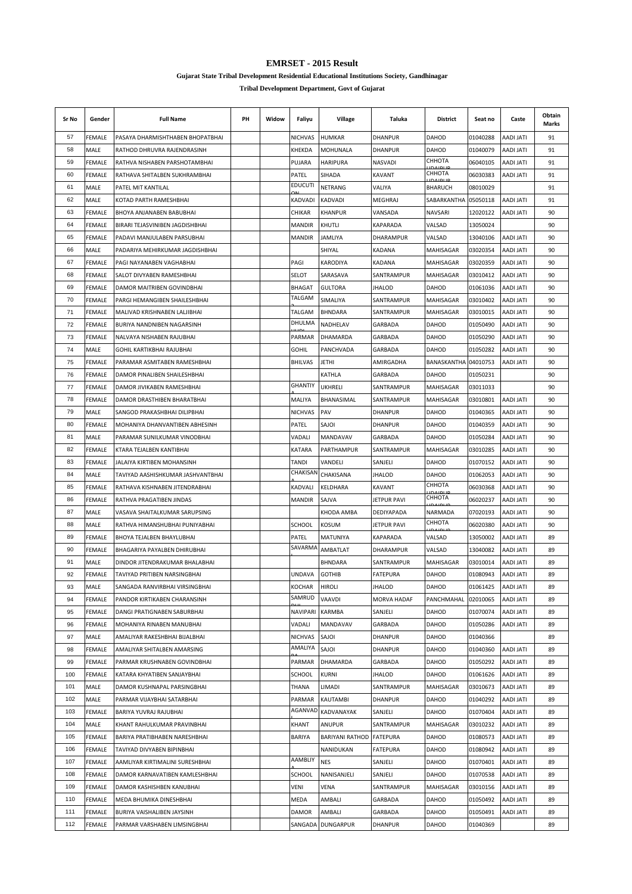# EMRSET - 2015 Result

**Gujarat State Tribal Development Residential Educational Institutions Society, Gandhinagar**

**Tribal Development Department, Govt of Gujarat**

| Sr No | Gender | Full Name | PH | Widow | Faliyu | Village | Taluka | District | Seat no | Caste | Obtain Marks |
|---|---|---|---|---|---|---|---|---|---|---|---|
| 57 | FEMALE | PASAYA DHARMISHTHABEN BHOPATBHAI | | | NICHVAS | HUMKAR | DHANPUR | DAHOD | 01040288 | AADI JATI | 91 |
| 58 | MALE | RATHOD DHRUVRA RAJENDRASINH | | | KHEKDA | MOHUNALA | DHANPUR | DAHOD | 01040079 | AADI JATI | 91 |
| 59 | FEMALE | RATHVA NISHABEN PARSHOTAMBHAI | | | PUJARA | HARIPURA | NASVADI | CHHOTA UDAIPUR | 06040105 | AADI JATI | 91 |
| 60 | FEMALE | RATHAVA SHITALBEN SUKHRAMBHAI | | | PATEL | SIHADA | KAVANT | CHHOTA UDAIPUR | 06030383 | AADI JATI | 91 |
| 61 | MALE | PATEL MIT KANTILAL | | | EDUCUTION | NETRANG | VALIYA | BHARUCH | 08010029 | | 91 |
| 62 | MALE | KOTAD PARTH RAMESHBHAI | | | KADVADI | KADVADI | MEGHRAJ | SABARKANTHA | 05050118 | AADI JATI | 91 |
| 63 | FEMALE | BHOYA ANJANABEN BABUBHAI | | | CHIKAR | KHANPUR | VANSADA | NAVSARI | 12020122 | AADI JATI | 90 |
| 64 | FEMALE | BIRARI TEJASVINIBEN JAGDISHBHAI | | | MANDIR | KHUTLI | KAPARADA | VALSAD | 13050024 | | 90 |
| 65 | FEMALE | PADAVI MANJULABEN PARSUBHAI | | | MANDIR | JAMLIYA | DHARAMPUR | VALSAD | 13040106 | AADI JATI | 90 |
| 66 | MALE | PADARIYA MEHIRKUMAR JAGDISHBHAI | | | | SHIYAL | KADANA | MAHISAGAR | 03020354 | AADI JATI | 90 |
| 67 | FEMALE | PAGI NAYANABEN VAGHABHAI | | | PAGI | KARODIYA | KADANA | MAHISAGAR | 03020359 | AADI JATI | 90 |
| 68 | FEMALE | SALOT DIVYABEN RAMESHBHAI | | | SELOT | SARASAVA | SANTRAMPUR | MAHISAGAR | 03010412 | AADI JATI | 90 |
| 69 | FEMALE | DAMOR MAITRIBEN GOVINDBHAI | | | BHAGAT | GULTORA | JHALOD | DAHOD | 01061036 | AADI JATI | 90 |
| 70 | FEMALE | PARGI HEMANGIBEN SHAILESHBHAI | | | TALGAM 2 | SIMALIYA | SANTRAMPUR | MAHISAGAR | 03010402 | AADI JATI | 90 |
| 71 | FEMALE | MALIVAD KRISHNABEN LALJIBHAI | | | TALGAM | BHNDARA | SANTRAMPUR | MAHISAGAR | 03010015 | AADI JATI | 90 |
| 72 | FEMALE | BURIYA NANDNIBEN NAGARSINH | | | DHULMAHUDI | NADHELAV | GARBADA | DAHOD | 01050490 | AADI JATI | 90 |
| 73 | FEMALE | NALVAYA NISHABEN RAJUBHAI | | | PARMAR | DHAMARDA | GARBADA | DAHOD | 01050290 | AADI JATI | 90 |
| 74 | MALE | GOHIL KARTIKBHAI RAJUBHAI | | | GOHIL | PANCHVADA | GARBADA | DAHOD | 01050282 | AADI JATI | 90 |
| 75 | FEMALE | PARAMAR ASMITABEN RAMESHBHAI | | | BHILVAS | JETHI | AMIRGADHA | BANASKANTHA | 04010753 | AADI JATI | 90 |
| 76 | FEMALE | DAMOR PINALIBEN SHAILESHBHAI | | | | KATHLA | GARBADA | DAHOD | 01050231 | | 90 |
| 77 | FEMALE | DAMOR JIVIKABEN RAMESHBHAI | | | GHANTIYA | UKHRELI | SANTRAMPUR | MAHISAGAR | 03011033 | | 90 |
| 78 | FEMALE | DAMOR DRASTHIBEN BHARATBHAI | | | MALIYA | BHANASIMAL | SANTRAMPUR | MAHISAGAR | 03010801 | AADI JATI | 90 |
| 79 | MALE | SANGOD PRAKASHBHAI DILIPBHAI | | | NICHVAS | PAV | DHANPUR | DAHOD | 01040365 | AADI JATI | 90 |
| 80 | FEMALE | MOHANIYA DHANVANTIBEN ABHESINH | | | PATEL | SAJOI | DHANPUR | DAHOD | 01040359 | AADI JATI | 90 |
| 81 | MALE | PARAMAR SUNILKUMAR VINODBHAI | | | VADALI | MANDAVAV | GARBADA | DAHOD | 01050284 | AADI JATI | 90 |
| 82 | FEMALE | KTARA TEJALBEN KANTIBHAI | | | KATARA | PARTHAMPUR | SANTRAMPUR | MAHISAGAR | 03010285 | AADI JATI | 90 |
| 83 | FEMALE | JALAIYA KIRTIBEN MOHANSINH | | | TANDI | VANDELI | SANJELI | DAHOD | 01070152 | AADI JATI | 90 |
| 84 | MALE | TAVIYAD AASHISHKUMAR JASHVANTBHAI | | | CHAKISANA | CHAKISANA | JHALOD | DAHOD | 01062053 | AADI JATI | 90 |
| 85 | FEMALE | RATHAVA KISHNABEN JITENDRABHAI | | | KADVALI | KELDHARA | KAVANT | CHHOTA UDAIPUR | 06030368 | AADI JATI | 90 |
| 86 | FEMALE | RATHVA PRAGATIBEN JINDAS | | | MANDIR | SAJVA | JETPUR PAVI | CHHOTA UDAIPUR | 06020237 | AADI JATI | 90 |
| 87 | MALE | VASAVA SHAITALKUMAR SARUPSING | | | | KHODA AMBA | DEDIYAPADA | NARMADA | 07020193 | AADI JATI | 90 |
| 88 | MALE | RATHVA HIMANSHUBHAI PUNIYABHAI | | | SCHOOL | KOSUM | JETPUR PAVI | CHHOTA UDAIPUR | 06020380 | AADI JATI | 90 |
| 89 | FEMALE | BHOYA TEJALBEN BHAYLUBHAI | | | PATEL | MATUNIYA | KAPARADA | VALSAD | 13050002 | AADI JATI | 89 |
| 90 | FEMALE | BHAGARIYA PAYALBEN DHIRUBHAI | | | SAVARMAL | AMBATLAT | DHARAMPUR | VALSAD | 13040082 | AADI JATI | 89 |
| 91 | MALE | DINDOR JITENDRAKUMAR BHALABHAI | | | | BHNDARA | SANTRAMPUR | MAHISAGAR | 03010014 | AADI JATI | 89 |
| 92 | FEMALE | TAVIYAD PRITIBEN NARSINGBHAI | | | UNDAVA | GOTHIB | FATEPURA | DAHOD | 01080943 | AADI JATI | 89 |
| 93 | MALE | SANGADA RANVIRBHAI VIRSINGBHAI | | | KOCHAR | HIROLI | JHALOD | DAHOD | 01061425 | AADI JATI | 89 |
| 94 | FEMALE | PANDOR KIRTIKABEN CHARANSINH | | | SAMRUDHH | VAAVDI | MORVA HADAF | PANCHMAHAL | 02010065 | AADI JATI | 89 |
| 95 | FEMALE | DANGI PRATIGNABEN SABURBHAI | | | NAVIPARI | KARMBA | SANJELI | DAHOD | 01070074 | AADI JATI | 89 |
| 96 | FEMALE | MOHANIYA RINABEN MANUBHAI | | | VADALI | MANDAVAV | GARBADA | DAHOD | 01050286 | AADI JATI | 89 |
| 97 | MALE | AMALIYAR RAKESHBHAI BIJALBHAI | | | NICHVAS | SAJOI | DHANPUR | DAHOD | 01040366 | | 89 |
| 98 | FEMALE | AMALIYAR SHITALBEN AMARSING | | | AMALIYA | SAJOI | DHANPUR | DAHOD | 01040360 | AADI JATI | 89 |
| 99 | FEMALE | PARMAR KRUSHNABEN GOVINDBHAI | | | PARMAR | DHAMARDA | GARBADA | DAHOD | 01050292 | AADI JATI | 89 |
| 100 | FEMALE | KATARA KHYATIBEN SANJAYBHAI | | | SCHOOL | KURNI | JHALOD | DAHOD | 01061626 | AADI JATI | 89 |
| 101 | MALE | DAMOR KUSHNAPAL PARSINGBHAI | | | THANA | LIMADI | SANTRAMPUR | MAHISAGAR | 03010673 | AADI JATI | 89 |
| 102 | MALE | PARMAR VIJAYBHAI SATARBHAI | | | PARMAR | KAUTAMBI | DHANPUR | DAHOD | 01040292 | AADI JATI | 89 |
| 103 | FEMALE | BARIYA YUVRAJ RAJUBHAI | | | AGANVADI | KADVANAYAK | SANJELI | DAHOD | 01070404 | AADI JATI | 89 |
| 104 | MALE | KHANT RAHULKUMAR PRAVINBHAI | | | KHANT | ANUPUR | SANTRAMPUR | MAHISAGAR | 03010232 | AADI JATI | 89 |
| 105 | FEMALE | BARIYA PRATIBHABEN NARESHBHAI | | | BARIYA | BARIYANI RATHOD | FATEPURA | DAHOD | 01080573 | AADI JATI | 89 |
| 106 | FEMALE | TAVIYAD DIVYABEN BIPINBHAI | | | | NANIDUKAN | FATEPURA | DAHOD | 01080942 | AADI JATI | 89 |
| 107 | FEMALE | AAMLIYAR KIRTIMALINI SURESHBHAI | | | AAMBLIYA | NES | SANJELI | DAHOD | 01070401 | AADI JATI | 89 |
| 108 | FEMALE | DAMOR KARNAVATIBEN KAMLESHBHAI | | | SCHOOL | NANISANJELI | SANJELI | DAHOD | 01070538 | AADI JATI | 89 |
| 109 | FEMALE | DAMOR KASHISHBEN KANUBHAI | | | VENI | VENA | SANTRAMPUR | MAHISAGAR | 03010156 | AADI JATI | 89 |
| 110 | FEMALE | MEDA BHUMIKA DINESHBHAI | | | MEDA | AMBALI | GARBADA | DAHOD | 01050492 | AADI JATI | 89 |
| 111 | FEMALE | BURIYA VAISHALIBEN JAYSINH | | | DAMOR | AMBALI | GARBADA | DAHOD | 01050491 | AADI JATI | 89 |
| 112 | FEMALE | PARMAR VARSHABEN LIMSINGBHAI | | | SANGADA | DUNGARPUR | DHANPUR | DAHOD | 01040369 | | 89 |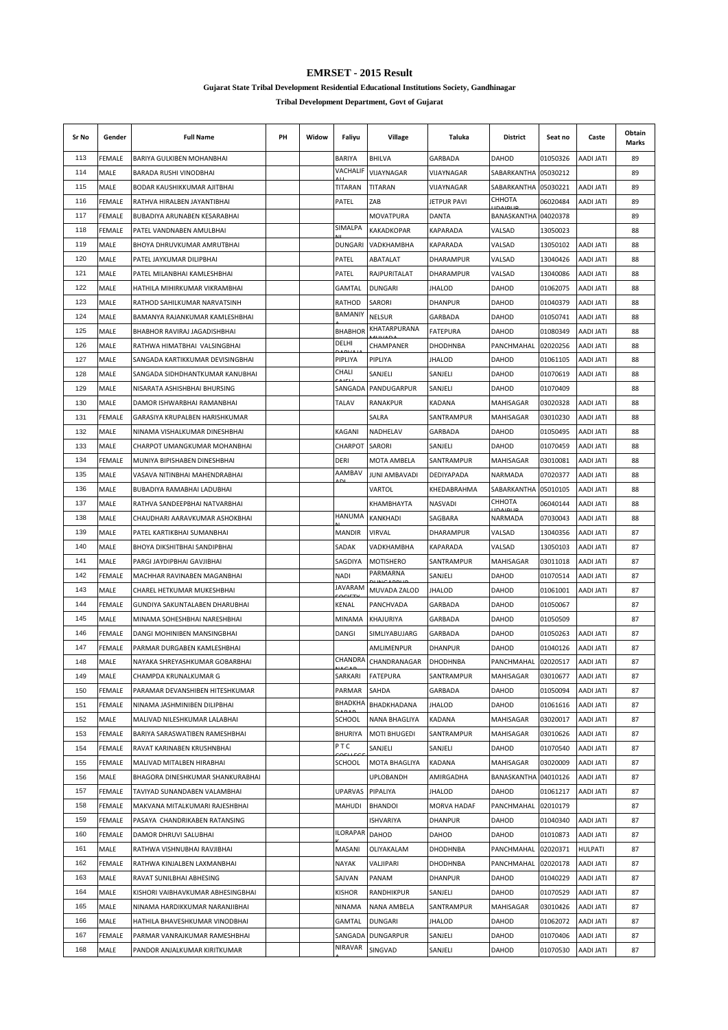# EMRSET - 2015 Result

**Gujarat State Tribal Development Residential Educational Institutions Society, Gandhinagar**

**Tribal Development Department, Govt of Gujarat**

| Sr No | Gender | Full Name | PH | Widow | Faliyu | Village | Taluka | District | Seat no | Caste | Obtain Marks |
|---|---|---|---|---|---|---|---|---|---|---|---|
| 113 | FEMALE | BARIYA GULKIBEN MOHANBHAI | | | BARIYA | BHILVA | GARBADA | DAHOD | 01050326 | AADI JATI | 89 |
| 114 | MALE | BARADA RUSHI VINODBHAI | | | VACHALIF ALI | VIJAYNAGAR | VIJAYNAGAR | SABARKANTHA | 05030212 | | 89 |
| 115 | MALE | BODAR KAUSHIKKUMAR AJITBHAI | | | TITARAN | TITARAN | VIJAYNAGAR | SABARKANTHA | 05030221 | AADI JATI | 89 |
| 116 | FEMALE | RATHVA HIRALBEN JAYANTIBHAI | | | PATEL | ZAB | JETPUR PAVI | CHHOTA UDAIPUR | 06020484 | AADI JATI | 89 |
| 117 | FEMALE | BUBADIYA ARUNABEN KESARABHAI | | | | MOVATPURA | DANTA | BANASKANTHA | 04020378 | | 89 |
| 118 | FEMALE | PATEL VANDNABEN AMULBHAI | | | SIMALPA NI | KAKADKOPAR | KAPARADA | VALSAD | 13050023 | | 88 |
| 119 | MALE | BHOYA DHRUVKUMAR AMRUTBHAI | | | DUNGARI | VADKHAMBHA | KAPARADA | VALSAD | 13050102 | AADI JATI | 88 |
| 120 | MALE | PATEL JAYKUMAR DILIPBHAI | | | PATEL | ABATALAT | DHARAMPUR | VALSAD | 13040426 | AADI JATI | 88 |
| 121 | MALE | PATEL MILANBHAI KAMLESHBHAI | | | PATEL | RAJPURITALAT | DHARAMPUR | VALSAD | 13040086 | AADI JATI | 88 |
| 122 | MALE | HATHILA MIHIRKUMAR VIKRAMBHAI | | | GAMTAL | DUNGARI | JHALOD | DAHOD | 01062075 | AADI JATI | 88 |
| 123 | MALE | RATHOD SAHILKUMAR NARVATSINH | | | RATHOD | SARORI | DHANPUR | DAHOD | 01040379 | AADI JATI | 88 |
| 124 | MALE | BAMANYA RAJANKUMAR KAMLESHBHAI | | | BAMANIY A | NELSUR | GARBADA | DAHOD | 01050741 | AADI JATI | 88 |
| 125 | MALE | BHABHOR RAVIRAJ JAGADISHBHAI | | | BHABHOR | KHATARPURANA MUVADA | FATEPURA | DAHOD | 01080349 | AADI JATI | 88 |
| 126 | MALE | RATHWA HIMATBHAI VALSINGBHAI | | | DELHI DARVAJA | CHAMPANER | DHODHNBA | PANCHMAHAL | 02020256 | AADI JATI | 88 |
| 127 | MALE | SANGADA KARTIKKUMAR DEVISINGBHAI | | | PIPLIYA | PIPLIYA | JHALOD | DAHOD | 01061105 | AADI JATI | 88 |
| 128 | MALE | SANGADA SIDHDHANTKUMAR KANUBHAI | | | CHALI FALIU | SANJELI | SANJELI | DAHOD | 01070619 | AADI JATI | 88 |
| 129 | MALE | NISARATA ASHISHBHAI BHURSING | | | SANGADA | PANDUGARPUR | SANJELI | DAHOD | 01070409 | | 88 |
| 130 | MALE | DAMOR ISHWARBHAI RAMANBHAI | | | TALAV | RANAKPUR | KADANA | MAHISAGAR | 03020328 | AADI JATI | 88 |
| 131 | FEMALE | GARASIYA KRUPALBEN HARISHKUMAR | | | | SALRA | SANTRAMPUR | MAHISAGAR | 03010230 | AADI JATI | 88 |
| 132 | MALE | NINAMA VISHALKUMAR DINESHBHAI | | | KAGANI | NADHELAV | GARBADA | DAHOD | 01050495 | AADI JATI | 88 |
| 133 | MALE | CHARPOT UMANGKUMAR MOHANBHAI | | | CHARPOT | SARORI | SANJELI | DAHOD | 01070459 | AADI JATI | 88 |
| 134 | FEMALE | MUNIYA BIPISHABEN DINESHBHAI | | | DERI | MOTA AMBELA | SANTRAMPUR | MAHISAGAR | 03010081 | AADI JATI | 88 |
| 135 | MALE | VASAVA NITINBHAI MAHENDRABHAI | | | AAMBAV ADI | JUNI AMBAVADI | DEDIYAPADA | NARMADA | 07020377 | AADI JATI | 88 |
| 136 | MALE | BUBADIYA RAMABHAI LADUBHAI | | | | VARTOL | KHEDABRAHMA | SABARKANTHA | 05010105 | AADI JATI | 88 |
| 137 | MALE | RATHVA SANDEEPBHAI NATVARBHAI | | | | KHAMBHAYTA | NASVADI | CHHOTA UDAIPUR | 06040144 | AADI JATI | 88 |
| 138 | MALE | CHAUDHARI AARAVKUMAR ASHOKBHAI | | | HANUMA N | KANKHADI | SAGBARA | NARMADA | 07030043 | AADI JATI | 88 |
| 139 | MALE | PATEL KARTIKBHAI SUMANBHAI | | | MANDIR | VIRVAL | DHARAMPUR | VALSAD | 13040356 | AADI JATI | 87 |
| 140 | MALE | BHOYA DIKSHITBHAI SANDIPBHAI | | | SADAK | VADKHAMBHA | KAPARADA | VALSAD | 13050103 | AADI JATI | 87 |
| 141 | MALE | PARGI JAYDIPBHAI GAVJIBHAI | | | SAGDIYA | MOTISHERO | SANTRAMPUR | MAHISAGAR | 03011018 | AADI JATI | 87 |
| 142 | FEMALE | MACHHAR RAVINABEN MAGANBHAI | | | NADI | PARMARNA DUNGARPUR | SANJELI | DAHOD | 01070514 | AADI JATI | 87 |
| 143 | MALE | CHAREL HETKUMAR MUKESHBHAI | | | JAVARAM SOCIETY | MUVADA ZALOD | JHALOD | DAHOD | 01061001 | AADI JATI | 87 |
| 144 | FEMALE | GUNDIYA SAKUNTALABEN DHARUBHAI | | | KENAL | PANCHVADA | GARBADA | DAHOD | 01050067 | | 87 |
| 145 | MALE | MINAMA SOHESHBHAI NARESHBHAI | | | MINAMA | KHAJURIYA | GARBADA | DAHOD | 01050509 | | 87 |
| 146 | FEMALE | DANGI MOHINIBEN MANSINGBHAI | | | DANGI | SIMLIYABUJARG | GARBADA | DAHOD | 01050263 | AADI JATI | 87 |
| 147 | FEMALE | PARMAR DURGABEN KAMLESHBHAI | | | | AMLIMENPUR | DHANPUR | DAHOD | 01040126 | AADI JATI | 87 |
| 148 | MALE | NAYAKA SHREYASHKUMAR GOBARBHAI | | | CHANDRA NAGAR | CHANDRANAGAR | DHODHNBA | PANCHMAHAL | 02020517 | AADI JATI | 87 |
| 149 | MALE | CHAMPDA KRUNALKUMAR G | | | SARKARI | FATEPURA | SANTRAMPUR | MAHISAGAR | 03010677 | AADI JATI | 87 |
| 150 | FEMALE | PARAMAR DEVANSHIBEN HITESHKUMAR | | | PARMAR | SAHDA | GARBADA | DAHOD | 01050094 | AADI JATI | 87 |
| 151 | FEMALE | NINAMA JASHMINIBEN DILIPBHAI | | | BHADKHA DARAD | BHADKHADANA | JHALOD | DAHOD | 01061616 | AADI JATI | 87 |
| 152 | MALE | MALIVAD NILESHKUMAR LALABHAI | | | SCHOOL | NANA BHAGLIYA | KADANA | MAHISAGAR | 03020017 | AADI JATI | 87 |
| 153 | FEMALE | BARIYA SARASWATIBEN RAMESHBHAI | | | BHURIYA | MOTI BHUGEDI | SANTRAMPUR | MAHISAGAR | 03010626 | AADI JATI | 87 |
| 154 | FEMALE | RAVAT KARINABEN KRUSHNBHAI | | | P T C COLLEGE | SANJELI | SANJELI | DAHOD | 01070540 | AADI JATI | 87 |
| 155 | FEMALE | MALIVAD MITALBEN HIRABHAI | | | SCHOOL | MOTA BHAGLIYA | KADANA | MAHISAGAR | 03020009 | AADI JATI | 87 |
| 156 | MALE | BHAGORA DINESHKUMAR SHANKURABHAI | | | | UPLOBANDH | AMIRGADHA | BANASKANTHA | 04010126 | AADI JATI | 87 |
| 157 | FEMALE | TAVIYAD SUNANDABEN VALAMBHAI | | | UPARVAS | PIPALIYA | JHALOD | DAHOD | 01061217 | AADI JATI | 87 |
| 158 | FEMALE | MAKVANA MITALKUMARI RAJESHBHAI | | | MAHUDI | BHANDOI | MORVA HADAF | PANCHMAHAL | 02010179 | | 87 |
| 159 | FEMALE | PASAYA CHANDRIKABEN RATANSING | | | | ISHVARIYA | DHANPUR | DAHOD | 01040340 | AADI JATI | 87 |
| 160 | FEMALE | DAMOR DHRUVI SALUBHAI | | | ILORAPAR K | DAHOD | DAHOD | DAHOD | 01010873 | AADI JATI | 87 |
| 161 | MALE | RATHWA VISHNUBHAI RAVJIBHAI | | | MASANI | OLIYAKALAM | DHODHNBA | PANCHMAHAL | 02020371 | HULPATI | 87 |
| 162 | FEMALE | RATHWA KINJALBEN LAXMANBHAI | | | NAYAK | VALJIPARI | DHODHNBA | PANCHMAHAL | 02020178 | AADI JATI | 87 |
| 163 | MALE | RAVAT SUNILBHAI ABHESING | | | SAJVAN | PANAM | DHANPUR | DAHOD | 01040229 | AADI JATI | 87 |
| 164 | MALE | KISHORI VAIBHAVKUMAR ABHESINGBHAI | | | KISHOR | RANDHIKPUR | SANJELI | DAHOD | 01070529 | AADI JATI | 87 |
| 165 | MALE | NINAMA HARDIKKUMAR NARANJIBHAI | | | NINAMA | NANA AMBELA | SANTRAMPUR | MAHISAGAR | 03010426 | AADI JATI | 87 |
| 166 | MALE | HATHILA BHAVESHKUMAR VINODBHAI | | | GAMTAL | DUNGARI | JHALOD | DAHOD | 01062072 | AADI JATI | 87 |
| 167 | FEMALE | PARMAR VANRAJKUMAR RAMESHBHAI | | | SANGADA | DUNGARPUR | SANJELI | DAHOD | 01070406 | AADI JATI | 87 |
| 168 | MALE | PANDOR ANJALKUMAR KIRITKUMAR | | | NIRAVAR A | SINGVAD | SANJELI | DAHOD | 01070530 | AADI JATI | 87 |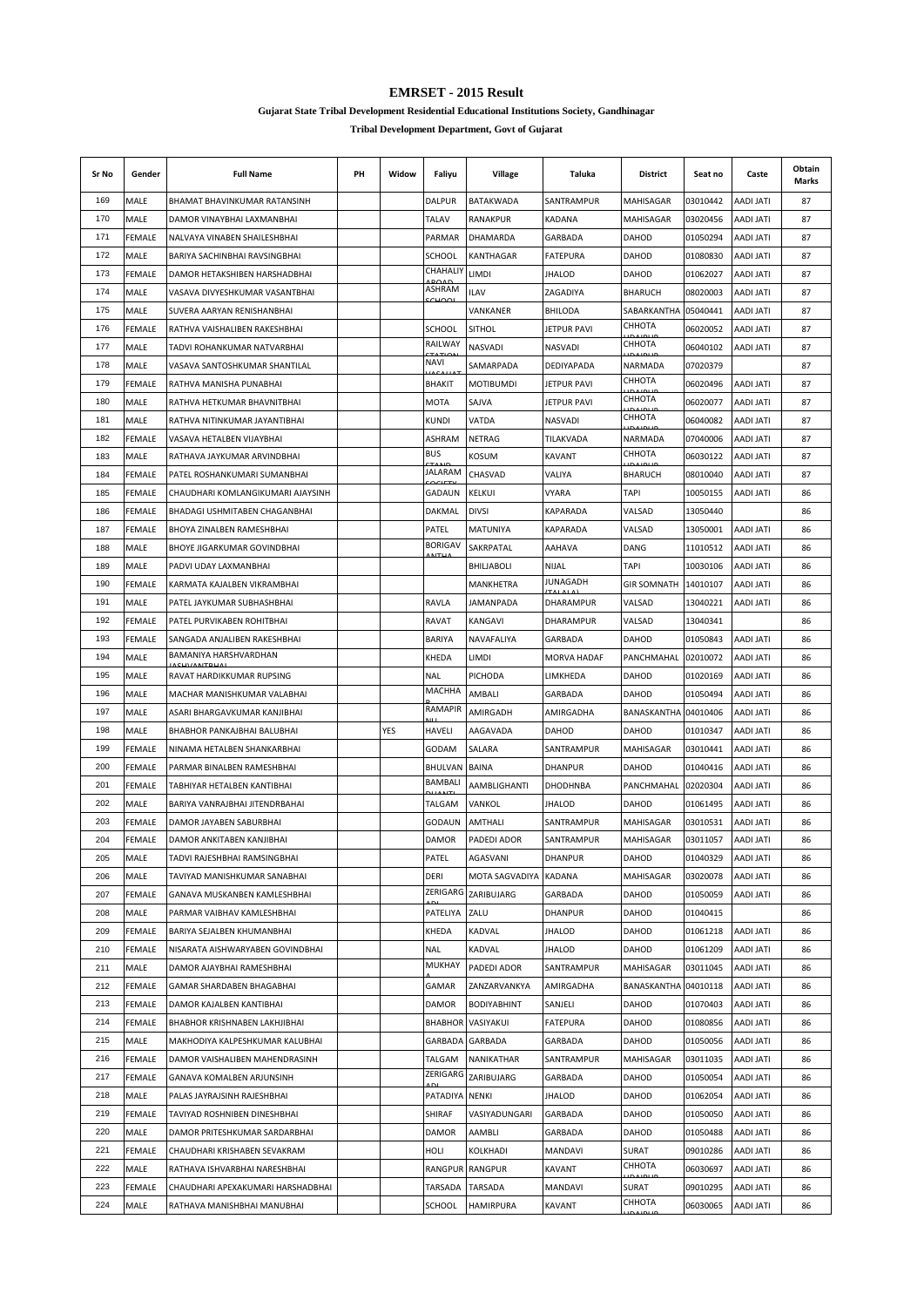# EMRSET - 2015 Result

### Gujarat State Tribal Development Residential Educational Institutions Society, Gandhinagar

### Tribal Development Department, Govt of Gujarat

| Sr No | Gender | Full Name | PH | Widow | Faliyu | Village | Taluka | District | Seat no | Caste | Obtain Marks |
|---|---|---|---|---|---|---|---|---|---|---|---|
| 169 | MALE | BHAMAT BHAVINKUMAR RATANSINH | | | DALPUR | BATAKWADA | SANTRAMPUR | MAHISAGAR | 03010442 | AADI JATI | 87 |
| 170 | MALE | DAMOR VINAYBHAI LAXMANBHAI | | | TALAV | RANAKPUR | KADANA | MAHISAGAR | 03020456 | AADI JATI | 87 |
| 171 | FEMALE | NALVAYA VINABEN SHAILESHBHAI | | | PARMAR | DHAMARDA | GARBADA | DAHOD | 01050294 | AADI JATI | 87 |
| 172 | MALE | BARIYA SACHINBHAI RAVSINGBHAI | | | SCHOOL | KANTHAGAR | FATEPURA | DAHOD | 01080830 | AADI JATI | 87 |
| 173 | FEMALE | DAMOR HETAKSHIBEN HARSHADBHAI | | | CHAHALIY ABOAD | LIMDI | JHALOD | DAHOD | 01062027 | AADI JATI | 87 |
| 174 | MALE | VASAVA DIVYESHKUMAR VASANTBHAI | | | ASHRAM SCHOOL | ILAV | ZAGADIYA | BHARUCH | 08020003 | AADI JATI | 87 |
| 175 | MALE | SUVERA AARYAN RENISHANBHAI | | | | VANKANER | BHILODA | SABARKANTHA | 05040441 | AADI JATI | 87 |
| 176 | FEMALE | RATHVA VAISHALIBEN RAKESHBHAI | | | SCHOOL | SITHOL | JETPUR PAVI | CHHOTA UDAIPUR | 06020052 | AADI JATI | 87 |
| 177 | MALE | TADVI ROHANKUMAR NATVARBHAI | | | RAILWAY STATION | NASVADI | NASVADI | CHHOTA UDAIPUR | 06040102 | AADI JATI | 87 |
| 178 | MALE | VASAVA SANTOSHKUMAR SHANTILAL | | | NAVI VASAHAT | SAMARPADA | DEDIYAPADA | NARMADA | 07020379 | | 87 |
| 179 | FEMALE | RATHVA MANISHA PUNABHAI | | | BHAKIT | MOTIBUMDI | JETPUR PAVI | CHHOTA UDAIPUR | 06020496 | AADI JATI | 87 |
| 180 | MALE | RATHVA HETKUMAR BHAVNITBHAI | | | MOTA | SAJVA | JETPUR PAVI | CHHOTA UDAIPUR | 06020077 | AADI JATI | 87 |
| 181 | MALE | RATHVA NITINKUMAR JAYANTIBHAI | | | KUNDI | VATDA | NASVADI | CHHOTA UDAIPUR | 06040082 | AADI JATI | 87 |
| 182 | FEMALE | VASAVA HETALBEN VIJAYBHAI | | | ASHRAM | NETRAG | TILAKVADA | NARMADA | 07040006 | AADI JATI | 87 |
| 183 | MALE | RATHAVA JAYKUMAR ARVINDBHAI | | | BUS STAND | KOSUM | KAVANT | CHHOTA UDAIPUR | 06030122 | AADI JATI | 87 |
| 184 | FEMALE | PATEL ROSHANKUMARI SUMANBHAI | | | JALARAM SOCIETY | CHASVAD | VALIYA | BHARUCH | 08010040 | AADI JATI | 87 |
| 185 | FEMALE | CHAUDHARI KOMLANGIKUMARI AJAYSINH | | | GADAUN | KELKUI | VYARA | TAPI | 10050155 | AADI JATI | 86 |
| 186 | FEMALE | BHADAGI USHMITABEN CHAGANBHAI | | | DAKMAL | DIVSI | KAPARADA | VALSAD | 13050440 | | 86 |
| 187 | FEMALE | BHOYA ZINALBEN RAMESHBHAI | | | PATEL | MATUNIYA | KAPARADA | VALSAD | 13050001 | AADI JATI | 86 |
| 188 | MALE | BHOYE JIGARKUMAR GOVINDBHAI | | | BORIGAV ANTHA | SAKRPATAL | AAHAVA | DANG | 11010512 | AADI JATI | 86 |
| 189 | MALE | PADVI UDAY LAXMANBHAI | | | | BHILJABOLI | NIJAL | TAPI | 10030106 | AADI JATI | 86 |
| 190 | FEMALE | KARMATA KAJALBEN VIKRAMBHAI | | | | MANKHETRA | JUNAGADH (TALALA) | GIR SOMNATH | 14010107 | AADI JATI | 86 |
| 191 | MALE | PATEL JAYKUMAR SUBHASHBHAI | | | RAVLA | JAMANPADA | DHARAMPUR | VALSAD | 13040221 | AADI JATI | 86 |
| 192 | FEMALE | PATEL PURVIKABEN ROHITBHAI | | | RAVAT | KANGAVI | DHARAMPUR | VALSAD | 13040341 | | 86 |
| 193 | FEMALE | SANGADA ANJALIBEN RAKESHBHAI | | | BARIYA | NAVAFALIYA | GARBADA | DAHOD | 01050843 | AADI JATI | 86 |
| 194 | MALE | BAMANIYA HARSHVARDHAN JASHVANTBHAI | | | KHEDA | LIMDI | MORVA HADAF | PANCHMAHAL | 02010072 | AADI JATI | 86 |
| 195 | MALE | RAVAT HARDIKKUMAR RUPSING | | | NAL | PICHODA | LIMKHEDA | DAHOD | 01020169 | AADI JATI | 86 |
| 196 | MALE | MACHAR MANISHKUMAR VALABHAI | | | MACHHA R | AMBALI | GARBADA | DAHOD | 01050494 | AADI JATI | 86 |
| 197 | MALE | ASARI BHARGAVKUMAR KANJIBHAI | | | RAMAPIR NU | AMIRGADH | AMIRGADHA | BANASKANTHA | 04010406 | AADI JATI | 86 |
| 198 | MALE | BHABHOR PANKAJBHAI BALUBHAI | | YES | HAVELI | AAGAVADA | DAHOD | DAHOD | 01010347 | AADI JATI | 86 |
| 199 | FEMALE | NINAMA HETALBEN SHANKARBHAI | | | GODAM | SALARA | SANTRAMPUR | MAHISAGAR | 03010441 | AADI JATI | 86 |
| 200 | FEMALE | PARMAR BINALBEN RAMESHBHAI | | | BHULVAN | BAINA | DHANPUR | DAHOD | 01040416 | AADI JATI | 86 |
| 201 | FEMALE | TABHIYAR HETALBEN KANTIBHAI | | | BAMBALI GHANTI | AAMBLIGHANTI | DHODHNBA | PANCHMAHAL | 02020304 | AADI JATI | 86 |
| 202 | MALE | BARIYA VANRAJBHAI JITENDRBAHAI | | | TALGAM | VANKOL | JHALOD | DAHOD | 01061495 | AADI JATI | 86 |
| 203 | FEMALE | DAMOR JAYABEN SABURBHAI | | | GODAUN | AMTHALI | SANTRAMPUR | MAHISAGAR | 03010531 | AADI JATI | 86 |
| 204 | FEMALE | DAMOR ANKITABEN KANJIBHAI | | | DAMOR | PADEDI ADOR | SANTRAMPUR | MAHISAGAR | 03011057 | AADI JATI | 86 |
| 205 | MALE | TADVI RAJESHBHAI RAMSINGBHAI | | | PATEL | AGASVANI | DHANPUR | DAHOD | 01040329 | AADI JATI | 86 |
| 206 | MALE | TAVIYAD MANISHKUMAR SANABHAI | | | DERI | MOTA SAGVADIYA | KADANA | MAHISAGAR | 03020078 | AADI JATI | 86 |
| 207 | FEMALE | GANAVA MUSKANBEN KAMLESHBHAI | | | ZERIGARG ADI | ZARIBUJARG | GARBADA | DAHOD | 01050059 | AADI JATI | 86 |
| 208 | MALE | PARMAR VAIBHAV KAMLESHBHAI | | | PATELIYA | ZALU | DHANPUR | DAHOD | 01040415 | | 86 |
| 209 | FEMALE | BARIYA SEJALBEN KHUMANBHAI | | | KHEDA | KADVAL | JHALOD | DAHOD | 01061218 | AADI JATI | 86 |
| 210 | FEMALE | NISARATA AISHWARYABEN GOVINDBHAI | | | NAL | KADVAL | JHALOD | DAHOD | 01061209 | AADI JATI | 86 |
| 211 | MALE | DAMOR AJAYBHAI RAMESHBHAI | | | MUKHAY A | PADEDI ADOR | SANTRAMPUR | MAHISAGAR | 03011045 | AADI JATI | 86 |
| 212 | FEMALE | GAMAR SHARDABEN BHAGABHAI | | | GAMAR | ZANZARVANKYA | AMIRGADHA | BANASKANTHA | 04010118 | AADI JATI | 86 |
| 213 | FEMALE | DAMOR KAJALBEN KANTIBHAI | | | DAMOR | BODIYABHINT | SANJELI | DAHOD | 01070403 | AADI JATI | 86 |
| 214 | FEMALE | BHABHOR KRISHNABEN LAKHJIBHAI | | | BHABHOR | VASIYAKUI | FATEPURA | DAHOD | 01080856 | AADI JATI | 86 |
| 215 | MALE | MAKHODIYA KALPESHKUMAR KALUBHAI | | | GARBADA | GARBADA | GARBADA | DAHOD | 01050056 | AADI JATI | 86 |
| 216 | FEMALE | DAMOR VAISHALIBEN MAHENDRASINH | | | TALGAM | NANIKATHAR | SANTRAMPUR | MAHISAGAR | 03011035 | AADI JATI | 86 |
| 217 | FEMALE | GANAVA KOMALBEN ARJUNSINH | | | ZERIGARG ADI | ZARIBUJARG | GARBADA | DAHOD | 01050054 | AADI JATI | 86 |
| 218 | MALE | PALAS JAYRAJSINH RAJESHBHAI | | | PATADIYA | NENKI | JHALOD | DAHOD | 01062054 | AADI JATI | 86 |
| 219 | FEMALE | TAVIYAD ROSHNIBEN DINESHBHAI | | | SHIRAF | VASIYADUNGARI | GARBADA | DAHOD | 01050050 | AADI JATI | 86 |
| 220 | MALE | DAMOR PRITESHKUMAR SARDARBHAI | | | DAMOR | AAMBLI | GARBADA | DAHOD | 01050488 | AADI JATI | 86 |
| 221 | FEMALE | CHAUDHARI KRISHABEN SEVAKRAM | | | HOLI | KOLKHADI | MANDAVI | SURAT | 09010286 | AADI JATI | 86 |
| 222 | MALE | RATHAVA ISHVARBHAI NARESHBHAI | | | RANGPUR | RANGPUR | KAVANT | CHHOTA UDAIPUR | 06030697 | AADI JATI | 86 |
| 223 | FEMALE | CHAUDHARI APEXAKUMARI HARSHADBHAI | | | TARSADA | TARSADA | MANDAVI | SURAT | 09010295 | AADI JATI | 86 |
| 224 | MALE | RATHAVA MANISHBHAI MANUBHAI | | | SCHOOL | HAMIRPURA | KAVANT | CHHOTA UDAIPUR | 06030065 | AADI JATI | 86 |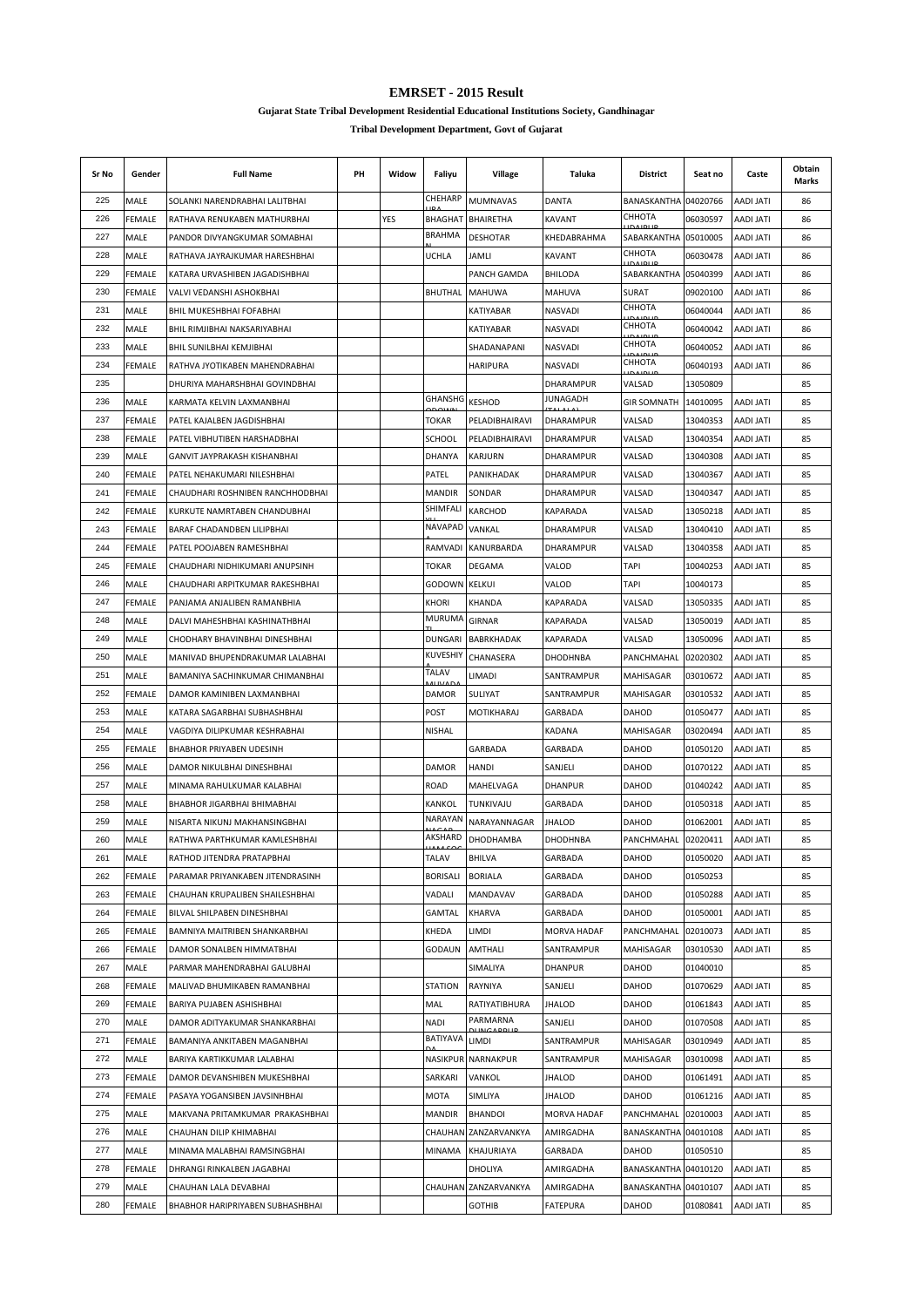# EMRSET - 2015 Result

### Gujarat State Tribal Development Residential Educational Institutions Society, Gandhinagar

### Tribal Development Department, Govt of Gujarat

| Sr No | Gender | Full Name | PH | Widow | Faliyu | Village | Taluka | District | Seat no | Caste | Obtain Marks |
|---|---|---|---|---|---|---|---|---|---|---|---|
| 225 | MALE | SOLANKI NARENDRABHAI LALITBHAI | | | CHEHARPURA | MUMNAVAS | DANTA | BANASKANTHA | 04020766 | AADI JATI | 86 |
| 226 | FEMALE | RATHAVA RENUKABEN MATHURBHAI | | YES | BHAGHAT | BHAIRETHA | KAVANT | CHHOTA UDAIPUR | 06030597 | AADI JATI | 86 |
| 227 | MALE | PANDOR DIVYANGKUMAR SOMABHAI | | | BRAHMAN | DESHOTAR | KHEDABRAHMA | SABARKANTHA | 05010005 | AADI JATI | 86 |
| 228 | MALE | RATHAVA JAYRAJKUMAR HARESHBHAI | | | UCHLA | JAMLI | KAVANT | CHHOTA UDAIPUR | 06030478 | AADI JATI | 86 |
| 229 | FEMALE | KATARA URVASHIBEN JAGADISHBHAI | | | | PANCH GAMDA | BHILODA | SABARKANTHA | 05040399 | AADI JATI | 86 |
| 230 | FEMALE | VALVI VEDANSHI ASHOKBHAI | | | BHUTHAL | MAHUWA | MAHUVA | SURAT | 09020100 | AADI JATI | 86 |
| 231 | MALE | BHIL MUKESHBHAI FOFABHAI | | | | KATIYABAR | NASVADI | CHHOTA UDAIPUR | 06040044 | AADI JATI | 86 |
| 232 | MALE | BHIL RIMJIBHAI NAKSARIYABHAI | | | | KATIYABAR | NASVADI | CHHOTA UDAIPUR | 06040042 | AADI JATI | 86 |
| 233 | MALE | BHIL SUNILBHAI KEMJIBHAI | | | | SHADANAPANI | NASVADI | CHHOTA UDAIPUR | 06040052 | AADI JATI | 86 |
| 234 | FEMALE | RATHVA JYOTIKABEN MAHENDRABHAI | | | | HARIPURA | NASVADI | CHHOTA UDAIPUR | 06040193 | AADI JATI | 86 |
| 235 | | DHURIYA MAHARSHBHAI GOVINDBHAI | | | | | DHARAMPUR | VALSAD | 13050809 | | 85 |
| 236 | MALE | KARMATA KELVIN LAXMANBHAI | | | GHANSHGODOWN | KESHOD | JUNAGADH (TALALA) | GIR SOMNATH | 14010095 | AADI JATI | 85 |
| 237 | FEMALE | PATEL KAJALBEN JAGDISHBHAI | | | TOKAR | PELADIBHAIRAVI | DHARAMPUR | VALSAD | 13040353 | AADI JATI | 85 |
| 238 | FEMALE | PATEL VIBHUTIBEN HARSHADBHAI | | | SCHOOL | PELADIBHAIRAVI | DHARAMPUR | VALSAD | 13040354 | AADI JATI | 85 |
| 239 | MALE | GANVIT JAYPRAKASH KISHANBHAI | | | DHANYA | KARJURN | DHARAMPUR | VALSAD | 13040308 | AADI JATI | 85 |
| 240 | FEMALE | PATEL NEHAKUMARI NILESHBHAI | | | PATEL | PANIKHADAK | DHARAMPUR | VALSAD | 13040367 | AADI JATI | 85 |
| 241 | FEMALE | CHAUDHARI ROSHNIBEN RANCHHODBHAI | | | MANDIR | SONDAR | DHARAMPUR | VALSAD | 13040347 | AADI JATI | 85 |
| 242 | FEMALE | KURKUTE NAMRTABEN CHANDUBHAI | | | SHIMFALI | KARCHOD | KAPARADA | VALSAD | 13050218 | AADI JATI | 85 |
| 243 | FEMALE | BARAF CHADANDBEN LILIPBHAI | | | NAVAPADA | VANKAL | DHARAMPUR | VALSAD | 13040410 | AADI JATI | 85 |
| 244 | FEMALE | PATEL POOJABEN RAMESHBHAI | | | RAMVADI | KANURBARDA | DHARAMPUR | VALSAD | 13040358 | AADI JATI | 85 |
| 245 | FEMALE | CHAUDHARI NIDHIKUMARI ANUPSINH | | | TOKAR | DEGAMA | VALOD | TAPI | 10040253 | AADI JATI | 85 |
| 246 | MALE | CHAUDHARI ARPITKUMAR RAKESHBHAI | | | GODOWN | KELKUI | VALOD | TAPI | 10040173 | | 85 |
| 247 | FEMALE | PANJAMA ANJALIBEN RAMANBHIA | | | KHORI | KHANDA | KAPARADA | VALSAD | 13050335 | AADI JATI | 85 |
| 248 | MALE | DALVI MAHESHBHAI KASHINATHBHAI | | | MURUMATI | GIRNAR | KAPARADA | VALSAD | 13050019 | AADI JATI | 85 |
| 249 | MALE | CHODHARY BHAVINBHAI DINESHBHAI | | | DUNGARI | BABRKHADAK | KAPARADA | VALSAD | 13050096 | AADI JATI | 85 |
| 250 | MALE | MANIVAD BHUPENDRAKUMAR LALABHAI | | | KUVESHIYA | CHANASERA | DHODHNBA | PANCHMAHAL | 02020302 | AADI JATI | 85 |
| 251 | MALE | BAMANIYA SACHINKUMAR CHIMANBHAI | | | TALAV MUVADA | LIMADI | SANTRAMPUR | MAHISAGAR | 03010672 | AADI JATI | 85 |
| 252 | FEMALE | DAMOR KAMINIBEN LAXMANBHAI | | | DAMOR | SULIYAT | SANTRAMPUR | MAHISAGAR | 03010532 | AADI JATI | 85 |
| 253 | MALE | KATARA SAGARBHAI SUBHASHBHAI | | | POST | MOTIKHARAJ | GARBADA | DAHOD | 01050477 | AADI JATI | 85 |
| 254 | MALE | VAGDIYA DILIPKUMAR KESHRABHAI | | | NISHAL | | KADANA | MAHISAGAR | 03020494 | AADI JATI | 85 |
| 255 | FEMALE | BHABHOR PRIYABEN UDESINH | | | | GARBADA | GARBADA | DAHOD | 01050120 | AADI JATI | 85 |
| 256 | MALE | DAMOR NIKULBHAI DINESHBHAI | | | DAMOR | HANDI | SANJELI | DAHOD | 01070122 | AADI JATI | 85 |
| 257 | MALE | MINAMA RAHULKUMAR KALABHAI | | | ROAD | MAHELVAGA | DHANPUR | DAHOD | 01040242 | AADI JATI | 85 |
| 258 | MALE | BHABHOR JIGARBHAI BHIMABHAI | | | KANKOL | TUNKIVAJU | GARBADA | DAHOD | 01050318 | AADI JATI | 85 |
| 259 | MALE | NISARTA NIKUNJ MAKHANSINGBHAI | | | NARAYAN NAGAR | NARAYANNAGAR | JHALOD | DAHOD | 01062001 | AADI JATI | 85 |
| 260 | MALE | RATHWA PARTHKUMAR KAMLESHBHAI | | | AKSHARD HAMASOC | DHODHAMBA | DHODHNBA | PANCHMAHAL | 02020411 | AADI JATI | 85 |
| 261 | MALE | RATHOD JITENDRA PRATAPBHAI | | | TALAV | BHILVA | GARBADA | DAHOD | 01050020 | AADI JATI | 85 |
| 262 | FEMALE | PARAMAR PRIYANKABEN JITENDRASINH | | | BORISALI | BORIALA | GARBADA | DAHOD | 01050253 | | 85 |
| 263 | FEMALE | CHAUHAN KRUPALIBEN SHAILESHBHAI | | | VADALI | MANDAVAV | GARBADA | DAHOD | 01050288 | AADI JATI | 85 |
| 264 | FEMALE | BILVAL SHILPABEN DINESHBHAI | | | GAMTAL | KHARVA | GARBADA | DAHOD | 01050001 | AADI JATI | 85 |
| 265 | FEMALE | BAMNIYA MAITRIBEN SHANKARBHAI | | | KHEDA | LIMDI | MORVA HADAF | PANCHMAHAL | 02010073 | AADI JATI | 85 |
| 266 | FEMALE | DAMOR SONALBEN HIMMATBHAI | | | GODAUN | AMTHALI | SANTRAMPUR | MAHISAGAR | 03010530 | AADI JATI | 85 |
| 267 | MALE | PARMAR MAHENDRABHAI GALUBHAI | | | | SIMALIYA | DHANPUR | DAHOD | 01040010 | | 85 |
| 268 | FEMALE | MALIVAD BHUMIKABEN RAMANBHAI | | | STATION | RAYNIYA | SANJELI | DAHOD | 01070629 | AADI JATI | 85 |
| 269 | FEMALE | BARIYA PUJABEN ASHISHBHAI | | | MAL | RATIYATIBHURA | JHALOD | DAHOD | 01061843 | AADI JATI | 85 |
| 270 | MALE | DAMOR ADITYAKUMAR SHANKARBHAI | | | NADI | PARMARNA DUNGARPUR | SANJELI | DAHOD | 01070508 | AADI JATI | 85 |
| 271 | FEMALE | BAMANIYA ANKITABEN MAGANBHAI | | | BATIYAVADA | LIMDI | SANTRAMPUR | MAHISAGAR | 03010949 | AADI JATI | 85 |
| 272 | MALE | BARIYA KARTIKKUMAR LALABHAI | | | NASIKPUR | NARNAKPUR | SANTRAMPUR | MAHISAGAR | 03010098 | AADI JATI | 85 |
| 273 | FEMALE | DAMOR DEVANSHIBEN MUKESHBHAI | | | SARKARI | VANKOL | JHALOD | DAHOD | 01061491 | AADI JATI | 85 |
| 274 | FEMALE | PASAYA YOGANSIBEN JAVSINHBHAI | | | MOTA | SIMLIYA | JHALOD | DAHOD | 01061216 | AADI JATI | 85 |
| 275 | MALE | MAKVANA PRITAMKUMAR PRAKASHBHAI | | | MANDIR | BHANDOI | MORVA HADAF | PANCHMAHAL | 02010003 | AADI JATI | 85 |
| 276 | MALE | CHAUHAN DILIP KHIMABHAI | | | CHAUHAN | ZANZARVANKYA | AMIRGADHA | BANASKANTHA | 04010108 | AADI JATI | 85 |
| 277 | MALE | MINAMA MALABHAI RAMSINGBHAI | | | MINAMA | KHAJURIAYA | GARBADA | DAHOD | 01050510 | | 85 |
| 278 | FEMALE | DHRANGI RINKALBEN JAGABHAI | | | | DHOLIYA | AMIRGADHA | BANASKANTHA | 04010120 | AADI JATI | 85 |
| 279 | MALE | CHAUHAN LALA DEVABHAI | | | CHAUHAN | ZANZARVANKYA | AMIRGADHA | BANASKANTHA | 04010107 | AADI JATI | 85 |
| 280 | FEMALE | BHABHOR HARIPRIYABEN SUBHASHBHAI | | | | GOTHIB | FATEPURA | DAHOD | 01080841 | AADI JATI | 85 |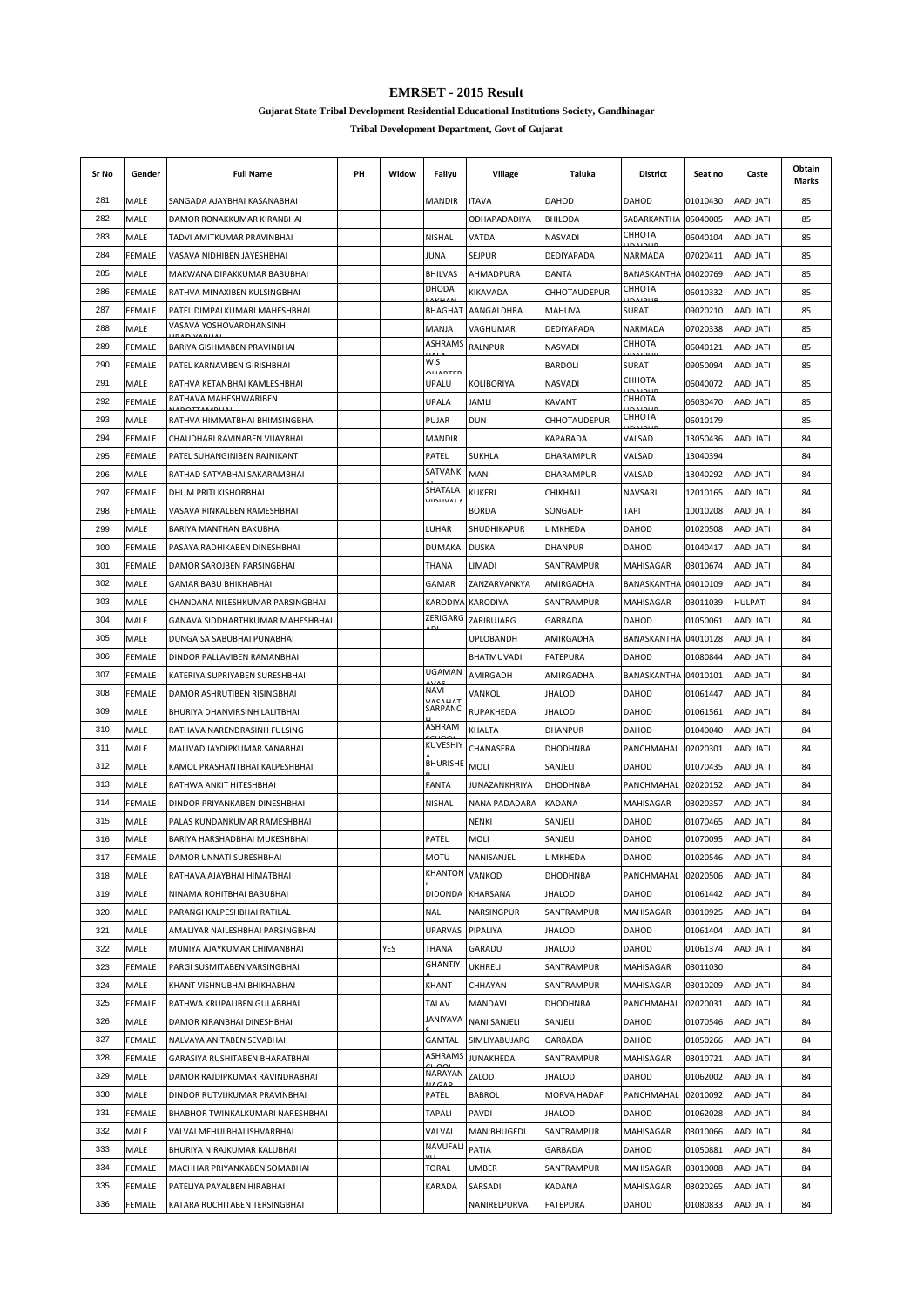# EMRSET - 2015 Result

### Gujarat State Tribal Development Residential Educational Institutions Society, Gandhinagar

### Tribal Development Department, Govt of Gujarat

| Sr No | Gender | Full Name | PH | Widow | Faliyu | Village | Taluka | District | Seat no | Caste | Obtain Marks |
|---|---|---|---|---|---|---|---|---|---|---|---|
| 281 | MALE | SANGADA AJAYBHAI KASANABHAI | | | MANDIR | ITAVA | DAHOD | DAHOD | 01010430 | AADI JATI | 85 |
| 282 | MALE | DAMOR RONAKKUMAR KIRANBHAI | | | | ODHAPADADIYA | BHILODA | SABARKANTHA | 05040005 | AADI JATI | 85 |
| 283 | MALE | TADVI AMITKUMAR PRAVINBHAI | | | NISHAL | VATDA | NASVADI | CHHOTA UDAIPUR | 06040104 | AADI JATI | 85 |
| 284 | FEMALE | VASAVA NIDHIBEN JAYESHBHAI | | | JUNA | SEJPUR | DEDIYAPADA | NARMADA | 07020411 | AADI JATI | 85 |
| 285 | MALE | MAKWANA DIPAKKUMAR BABUBHAI | | | BHILVAS | AHMADPURA | DANTA | BANASKANTHA | 04020769 | AADI JATI | 85 |
| 286 | FEMALE | RATHVA MINAXIBEN KULSINGBHAI | | | DHODA LAKHAN | KIKAVADA | CHHOTAUDEPUR | CHHOTA UDAIPUR | 06010332 | AADI JATI | 85 |
| 287 | FEMALE | PATEL DIMPALKUMARI MAHESHBHAI | | | BHAGHAT | AANGALDHRA | MAHUVA | SURAT | 09020210 | AADI JATI | 85 |
| 288 | MALE | VASAVA YOSHOVARDHANSINH UPADIYABHAI | | | MANJA | VAGHUMAR | DEDIYAPADA | NARMADA | 07020338 | AADI JATI | 85 |
| 289 | FEMALE | BARIYA GISHMABEN PRAVINBHAI | | | ASHRAMS HALA | RALNPUR | NASVADI | CHHOTA UDAIPUR | 06040121 | AADI JATI | 85 |
| 290 | FEMALE | PATEL KARNAVIBEN GIRISHBHAI | | | W S QUARTER | | BARDOLI | SURAT | 09050094 | AADI JATI | 85 |
| 291 | MALE | RATHVA KETANBHAI KAMLESHBHAI | | | UPALU | KOLIBORIYA | NASVADI | CHHOTA UDAIPUR | 06040072 | AADI JATI | 85 |
| 292 | FEMALE | RATHAVA MAHESHWARIBEN NAROTTAMBHAI | | | UPALA | JAMLI | KAVANT | CHHOTA UDAIPUR | 06030470 | AADI JATI | 85 |
| 293 | MALE | RATHVA HIMMATBHAI BHIMSINGBHAI | | | PUJAR | DUN | CHHOTAUDEPUR | CHHOTA UDAIPUR | 06010179 | | 85 |
| 294 | FEMALE | CHAUDHARI RAVINABEN VIJAYBHAI | | | MANDIR | | KAPARADA | VALSAD | 13050436 | AADI JATI | 84 |
| 295 | FEMALE | PATEL SUHANGINIBEN RAJNIKANT | | | PATEL | SUKHLA | DHARAMPUR | VALSAD | 13040394 | | 84 |
| 296 | MALE | RATHAD SATYABHAI SAKARAMBHAI | | | SATVANK AL | MANI | DHARAMPUR | VALSAD | 13040292 | AADI JATI | 84 |
| 297 | FEMALE | DHUM PRITI KISHORBHAI | | | SHATALA VIDHYALA | KUKERI | CHIKHALI | NAVSARI | 12010165 | AADI JATI | 84 |
| 298 | FEMALE | VASAVA RINKALBEN RAMESHBHAI | | | | BORDA | SONGADH | TAPI | 10010208 | AADI JATI | 84 |
| 299 | MALE | BARIYA MANTHAN BAKUBHAI | | | LUHAR | SHUDHIKAPUR | LIMKHEDA | DAHOD | 01020508 | AADI JATI | 84 |
| 300 | FEMALE | PASAYA RADHIKABEN DINESHBHAI | | | DUMAKA | DUSKA | DHANPUR | DAHOD | 01040417 | AADI JATI | 84 |
| 301 | FEMALE | DAMOR SAROJBEN PARSINGBHAI | | | THANA | LIMADI | SANTRAMPUR | MAHISAGAR | 03010674 | AADI JATI | 84 |
| 302 | MALE | GAMAR BABU BHIKHABHAI | | | GAMAR | ZANZARVANKYA | AMIRGADHA | BANASKANTHA | 04010109 | AADI JATI | 84 |
| 303 | MALE | CHANDANA NILESHKUMAR PARSINGBHAI | | | KARODIYA | KARODIYA | SANTRAMPUR | MAHISAGAR | 03011039 | HULPATI | 84 |
| 304 | MALE | GANAVA SIDDHARTHKUMAR MAHESHBHAI | | | ZERIGARG ADI | ZARIBUJARG | GARBADA | DAHOD | 01050061 | AADI JATI | 84 |
| 305 | MALE | DUNGAISA SABUBHAI PUNABHAI | | | | UPLOBANDH | AMIRGADHA | BANASKANTHA | 04010128 | AADI JATI | 84 |
| 306 | FEMALE | DINDOR PALLAVIBEN RAMANBHAI | | | | BHATMUVADI | FATEPURA | DAHOD | 01080844 | AADI JATI | 84 |
| 307 | FEMALE | KATERIYA SUPRIYABEN SURESHBHAI | | | UGAMAN AVAS | AMIRGADH | AMIRGADHA | BANASKANTHA | 04010101 | AADI JATI | 84 |
| 308 | FEMALE | DAMOR ASHRUTIBEN RISINGBHAI | | | NAVI VASAHAT | VANKOL | JHALOD | DAHOD | 01061447 | AADI JATI | 84 |
| 309 | MALE | BHURIYA DHANVIRSINH LALITBHAI | | | SARPANC H | RUPAKHEDA | JHALOD | DAHOD | 01061561 | AADI JATI | 84 |
| 310 | MALE | RATHAVA NARENDRASINH FULSING | | | ASHRAM SCHOOL | KHALTA | DHANPUR | DAHOD | 01040040 | AADI JATI | 84 |
| 311 | MALE | MALIVAD JAYDIPKUMAR SANABHAI | | | KUVESHIY A | CHANASERA | DHODHNBA | PANCHMAHAL | 02020301 | AADI JATI | 84 |
| 312 | MALE | KAMOL PRASHANTBHAI KALPESHBHAI | | | BHURISHE D | MOLI | SANJELI | DAHOD | 01070435 | AADI JATI | 84 |
| 313 | MALE | RATHWA ANKIT HITESHBHAI | | | FANTA | JUNAZANKHRIYA | DHODHNBA | PANCHMAHAL | 02020152 | AADI JATI | 84 |
| 314 | FEMALE | DINDOR PRIYANKABEN DINESHBHAI | | | NISHAL | NANA PADADARA | KADANA | MAHISAGAR | 03020357 | AADI JATI | 84 |
| 315 | MALE | PALAS KUNDANKUMAR RAMESHBHAI | | | | NENKI | SANJELI | DAHOD | 01070465 | AADI JATI | 84 |
| 316 | MALE | BARIYA HARSHADBHAI MUKESHBHAI | | | PATEL | MOLI | SANJELI | DAHOD | 01070095 | AADI JATI | 84 |
| 317 | FEMALE | DAMOR UNNATI SURESHBHAI | | | MOTU | NANISANJEL | LIMKHEDA | DAHOD | 01020546 | AADI JATI | 84 |
| 318 | MALE | RATHAVA AJAYBHAI HIMATBHAI | | | KHANTON | VANKOD | DHODHNBA | PANCHMAHAL | 02020506 | AADI JATI | 84 |
| 319 | MALE | NINAMA ROHITBHAI BABUBHAI | | | DIDONDA | KHARSANA | JHALOD | DAHOD | 01061442 | AADI JATI | 84 |
| 320 | MALE | PARANGI KALPESHBHAI RATILAL | | | NAL | NARSINGPUR | SANTRAMPUR | MAHISAGAR | 03010925 | AADI JATI | 84 |
| 321 | MALE | AMALIYAR NAILESHBHAI PARSINGBHAI | | | UPARVAS | PIPALIYA | JHALOD | DAHOD | 01061404 | AADI JATI | 84 |
| 322 | MALE | MUNIYA AJAYKUMAR CHIMANBHAI | | YES | THANA | GARADU | JHALOD | DAHOD | 01061374 | AADI JATI | 84 |
| 323 | FEMALE | PARGI SUSMITABEN VARSINGBHAI | | | GHANTIY A | UKHRELI | SANTRAMPUR | MAHISAGAR | 03011030 | | 84 |
| 324 | MALE | KHANT VISHNUBHAI BHIKHABHAI | | | KHANT | CHHAYAN | SANTRAMPUR | MAHISAGAR | 03010209 | AADI JATI | 84 |
| 325 | FEMALE | RATHWA KRUPALIBEN GULABBHAI | | | TALAV | MANDAVI | DHODHNBA | PANCHMAHAL | 02020031 | AADI JATI | 84 |
| 326 | MALE | DAMOR KIRANBHAI DINESHBHAI | | | JANIYAVA S | NANI SANJELI | SANJELI | DAHOD | 01070546 | AADI JATI | 84 |
| 327 | FEMALE | NALVAYA ANITABEN SEVABHAI | | | GAMTAL | SIMLIYABUJARG | GARBADA | DAHOD | 01050266 | AADI JATI | 84 |
| 328 | FEMALE | GARASIYA RUSHITABEN BHARATBHAI | | | ASHRAMS CHOOL | JUNAKHEDA | SANTRAMPUR | MAHISAGAR | 03010721 | AADI JATI | 84 |
| 329 | MALE | DAMOR RAJDIPKUMAR RAVINDRABHAI | | | NARAYAN NAGAR | ZALOD | JHALOD | DAHOD | 01062002 | AADI JATI | 84 |
| 330 | MALE | DINDOR RUTVIJKUMAR PRAVINBHAI | | | PATEL | BABROL | MORVA HADAF | PANCHMAHAL | 02010092 | AADI JATI | 84 |
| 331 | FEMALE | BHABHOR TWINKALKUMARI NARESHBHAI | | | TAPALI | PAVDI | JHALOD | DAHOD | 01062028 | AADI JATI | 84 |
| 332 | MALE | VALVAI MEHULBHAI ISHVARBHAI | | | VALVAI | MANIBHUGEDI | SANTRAMPUR | MAHISAGAR | 03010066 | AADI JATI | 84 |
| 333 | MALE | BHURIYA NIRAJKUMAR KALUBHAI | | | NAVUFALI YU | PATIA | GARBADA | DAHOD | 01050881 | AADI JATI | 84 |
| 334 | FEMALE | MACHHAR PRIYANKABEN SOMABHAI | | | TORAL | UMBER | SANTRAMPUR | MAHISAGAR | 03010008 | AADI JATI | 84 |
| 335 | FEMALE | PATELIYA PAYALBEN HIRABHAI | | | KARADA | SARSADI | KADANA | MAHISAGAR | 03020265 | AADI JATI | 84 |
| 336 | FEMALE | KATARA RUCHITABEN TERSINGBHAI | | | | NANIRELPURVA | FATEPURA | DAHOD | 01080833 | AADI JATI | 84 |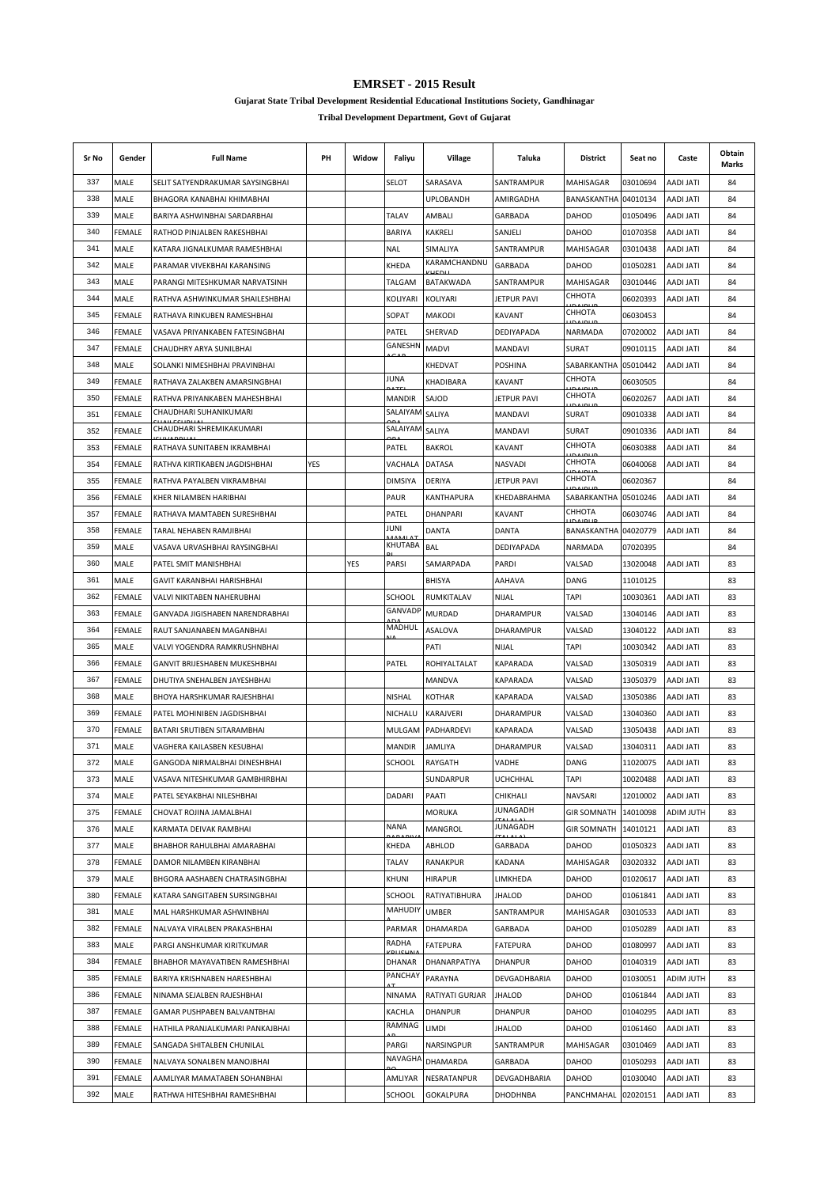# EMRSET - 2015 Result

**Gujarat State Tribal Development Residential Educational Institutions Society, Gandhinagar**

**Tribal Development Department, Govt of Gujarat**

| Sr No | Gender | Full Name | PH | Widow | Faliyu | Village | Taluka | District | Seat no | Caste | Obtain Marks |
|---|---|---|---|---|---|---|---|---|---|---|---|
| 337 | MALE | SELIT SATYENDRAKUMAR SAYSINGBHAI | | | SELOT | SARASAVA | SANTRAMPUR | MAHISAGAR | 03010694 | AADI JATI | 84 |
| 338 | MALE | BHAGORA KANABHAI KHIMABHAI | | | | UPLOBANDH | AMIRGADHA | BANASKANTHA | 04010134 | AADI JATI | 84 |
| 339 | MALE | BARIYA ASHWINBHAI SARDARBHAI | | | TALAV | AMBALI | GARBADA | DAHOD | 01050496 | AADI JATI | 84 |
| 340 | FEMALE | RATHOD PINJALBEN RAKESHBHAI | | | BARIYA | KAKRELI | SANJELI | DAHOD | 01070358 | AADI JATI | 84 |
| 341 | MALE | KATARA JIGNALKUMAR RAMESHBHAI | | | NAL | SIMALIYA | SANTRAMPUR | MAHISAGAR | 03010438 | AADI JATI | 84 |
| 342 | MALE | PARAMAR VIVEKBHAI KARANSING | | | KHEDA | KARAMCHANDNU KHEDU | GARBADA | DAHOD | 01050281 | AADI JATI | 84 |
| 343 | MALE | PARANGI MITESHKUMAR NARVATSINH | | | TALGAM | BATAKWADA | SANTRAMPUR | MAHISAGAR | 03010446 | AADI JATI | 84 |
| 344 | MALE | RATHVA ASHWINKUMAR SHAILESHBHAI | | | KOLIYARI | KOLIYARI | JETPUR PAVI | CHHOTA UDAIPUR | 06020393 | AADI JATI | 84 |
| 345 | FEMALE | RATHAVA RINKUBEN RAMESHBHAI | | | SOPAT | MAKODI | KAVANT | CHHOTA UDAIPUR | 06030453 | | 84 |
| 346 | FEMALE | VASAVA PRIYANKABEN FATESINGBHAI | | | PATEL | SHERVAD | DEDIYAPADA | NARMADA | 07020002 | AADI JATI | 84 |
| 347 | FEMALE | CHAUDHRY ARYA SUNILBHAI | | | GANESHN AGAR | MADVI | MANDAVI | SURAT | 09010115 | AADI JATI | 84 |
| 348 | MALE | SOLANKI NIMESHBHAI PRAVINBHAI | | | | KHEDVAT | POSHINA | SABARKANTHA | 05010442 | AADI JATI | 84 |
| 349 | FEMALE | RATHAVA ZALAKBEN AMARSINGBHAI | | | JUNA PATEL | KHADIBARA | KAVANT | CHHOTA UDAIPUR | 06030505 | | 84 |
| 350 | FEMALE | RATHVA PRIYANKABEN MAHESHBHAI | | | MANDIR | SAJOD | JETPUR PAVI | CHHOTA UDAIPUR | 06020267 | AADI JATI | 84 |
| 351 | FEMALE | CHAUDHARI SUHANIKUMARI SHAILESHBHAI | | | SALAIYAM ORA | SALIYA | MANDAVI | SURAT | 09010338 | AADI JATI | 84 |
| 352 | FEMALE | CHAUDHARI SHREMIKAKUMARI ISHVARBHAI | | | SALAIYAM ORA | SALIYA | MANDAVI | SURAT | 09010336 | AADI JATI | 84 |
| 353 | FEMALE | RATHAVA SUNITABEN IKRAMBHAI | | | PATEL | BAKROL | KAVANT | CHHOTA UDAIPUR | 06030388 | AADI JATI | 84 |
| 354 | FEMALE | RATHVA KIRTIKABEN JAGDISHBHAI | YES | | VACHALA | DATASA | NASVADI | CHHOTA UDAIPUR | 06040068 | AADI JATI | 84 |
| 355 | FEMALE | RATHVA PAYALBEN VIKRAMBHAI | | | DIMSIYA | DERIYA | JETPUR PAVI | CHHOTA UDAIPUR | 06020367 | | 84 |
| 356 | FEMALE | KHER NILAMBEN HARIBHAI | | | PAUR | KANTHAPURA | KHEDABRAHMA | SABARKANTHA | 05010246 | AADI JATI | 84 |
| 357 | FEMALE | RATHAVA MAMTABEN SURESHBHAI | | | PATEL | DHANPARI | KAVANT | CHHOTA UDAIPUR | 06030746 | AADI JATI | 84 |
| 358 | FEMALE | TARAL NEHABEN RAMJIBHAI | | | JUNI MAMLAT | DANTA | DANTA | BANASKANTHA | 04020779 | AADI JATI | 84 |
| 359 | MALE | VASAVA URVASHBHAI RAYSINGBHAI | | | KHUTABA DI | BAL | DEDIYAPADA | NARMADA | 07020395 | | 84 |
| 360 | MALE | PATEL SMIT MANISHBHAI | | YES | PARSI | SAMARPADA | PARDI | VALSAD | 13020048 | AADI JATI | 83 |
| 361 | MALE | GAVIT KARANBHAI HARISHBHAI | | | | BHISYA | AAHAVA | DANG | 11010125 | | 83 |
| 362 | FEMALE | VALVI NIKITABEN NAHERUBHAI | | | SCHOOL | RUMKITALAV | NIJAL | TAPI | 10030361 | AADI JATI | 83 |
| 363 | FEMALE | GANVADA JIGISHABEN NARENDRABHAI | | | GANVADP ADA | MURDAD | DHARAMPUR | VALSAD | 13040146 | AADI JATI | 83 |
| 364 | FEMALE | RAUT SANJANABEN MAGANBHAI | | | MADHUL NA | ASALOVA | DHARAMPUR | VALSAD | 13040122 | AADI JATI | 83 |
| 365 | MALE | VALVI YOGENDRA RAMKRUSHNBHAI | | | | PATI | NIJAL | TAPI | 10030342 | AADI JATI | 83 |
| 366 | FEMALE | GANVIT BRIJESHABEN MUKESHBHAI | | | PATEL | ROHIYALTALAT | KAPARADA | VALSAD | 13050319 | AADI JATI | 83 |
| 367 | FEMALE | DHUTIYA SNEHALBEN JAYESHBHAI | | | | MANDVA | KAPARADA | VALSAD | 13050379 | AADI JATI | 83 |
| 368 | MALE | BHOYA HARSHKUMAR RAJESHBHAI | | | NISHAL | KOTHAR | KAPARADA | VALSAD | 13050386 | AADI JATI | 83 |
| 369 | FEMALE | PATEL MOHINIBEN JAGDISHBHAI | | | NICHALU | KARAJVERI | DHARAMPUR | VALSAD | 13040360 | AADI JATI | 83 |
| 370 | FEMALE | BATARI SRUTIBEN SITARAMBHAI | | | MULGAM | PADHARDEVI | KAPARADA | VALSAD | 13050438 | AADI JATI | 83 |
| 371 | MALE | VAGHERA KAILASBEN KESUBHAI | | | MANDIR | JAMLIYA | DHARAMPUR | VALSAD | 13040311 | AADI JATI | 83 |
| 372 | MALE | GANGODA NIRMALBHAI DINESHBHAI | | | SCHOOL | RAYGATH | VADHE | DANG | 11020075 | AADI JATI | 83 |
| 373 | MALE | VASAVA NITESHKUMAR GAMBHIRBHAI | | | | SUNDARPUR | UCHCHHAL | TAPI | 10020488 | AADI JATI | 83 |
| 374 | MALE | PATEL SEYAKBHAI NILESHBHAI | | | DADARI | PAATI | CHIKHALI | NAVSARI | 12010002 | AADI JATI | 83 |
| 375 | FEMALE | CHOVAT ROJINA JAMALBHAI | | | | MORUKA | JUNAGADH (TALALA) | GIR SOMNATH | 14010098 | ADIM JUTH | 83 |
| 376 | MALE | KARMATA DEIVAK RAMBHAI | | | NANA PARADIYA | MANGROL | JUNAGADH (TALALA) | GIR SOMNATH | 14010121 | AADI JATI | 83 |
| 377 | MALE | BHABHOR RAHULBHAI AMARABHAI | | | KHEDA | ABHLOD | GARBADA | DAHOD | 01050323 | AADI JATI | 83 |
| 378 | FEMALE | DAMOR NILAMBEN KIRANBHAI | | | TALAV | RANAKPUR | KADANA | MAHISAGAR | 03020332 | AADI JATI | 83 |
| 379 | MALE | BHGORA AASHABEN CHATRASINGBHAI | | | KHUNI | HIRAPUR | LIMKHEDA | DAHOD | 01020617 | AADI JATI | 83 |
| 380 | FEMALE | KATARA SANGITABEN SURSINGBHAI | | | SCHOOL | RATIYATIBHURA | JHALOD | DAHOD | 01061841 | AADI JATI | 83 |
| 381 | MALE | MAL HARSHKUMAR ASHWINBHAI | | | MAHUDIY A | UMBER | SANTRAMPUR | MAHISAGAR | 03010533 | AADI JATI | 83 |
| 382 | FEMALE | NALVAYA VIRALBEN PRAKASHBHAI | | | PARMAR | DHAMARDA | GARBADA | DAHOD | 01050289 | AADI JATI | 83 |
| 383 | MALE | PARGI ANSHKUMAR KIRITKUMAR | | | RADHA KRUSHNA | FATEPURA | FATEPURA | DAHOD | 01080997 | AADI JATI | 83 |
| 384 | FEMALE | BHABHOR MAYAVATIBEN RAMESHBHAI | | | DHANAR | DHANARPATIYA | DHANPUR | DAHOD | 01040319 | AADI JATI | 83 |
| 385 | FEMALE | BARIYA KRISHNABEN HARESHBHAI | | | PANCHAY AT | PARAYNA | DEVGADHBARIA | DAHOD | 01030051 | ADIM JUTH | 83 |
| 386 | FEMALE | NINAMA SEJALBEN RAJESHBHAI | | | NINAMA | RATIYATI GURJAR | JHALOD | DAHOD | 01061844 | AADI JATI | 83 |
| 387 | FEMALE | GAMAR PUSHPABEN BALVANTBHAI | | | KACHLA | DHANPUR | DHANPUR | DAHOD | 01040295 | AADI JATI | 83 |
| 388 | FEMALE | HATHILA PRANJALKUMARI PANKAJBHAI | | | RAMNAG AR | LIMDI | JHALOD | DAHOD | 01061460 | AADI JATI | 83 |
| 389 | FEMALE | SANGADA SHITALBEN CHUNILAL | | | PARGI | NARSINGPUR | SANTRAMPUR | MAHISAGAR | 03010469 | AADI JATI | 83 |
| 390 | FEMALE | NALVAYA SONALBEN MANOJBHAI | | | NAVAGHA RO | DHAMARDA | GARBADA | DAHOD | 01050293 | AADI JATI | 83 |
| 391 | FEMALE | AAMLIYAR MAMATABEN SOHANBHAI | | | AMLIYAR | NESRATANPUR | DEVGADHBARIA | DAHOD | 01030040 | AADI JATI | 83 |
| 392 | MALE | RATHWA HITESHBHAI RAMESHBHAI | | | SCHOOL | GOKALPURA | DHODHNBA | PANCHMAHAL | 02020151 | AADI JATI | 83 |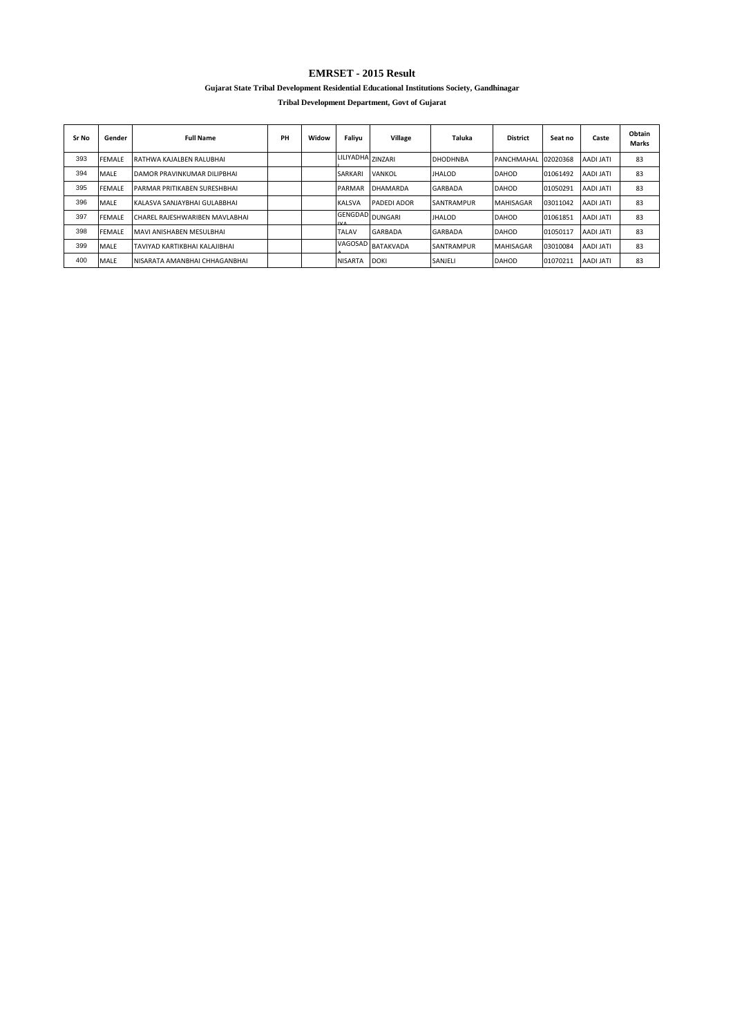# EMRSET - 2015 Result

### Gujarat State Tribal Development Residential Educational Institutions Society, Gandhinagar

### Tribal Development Department, Govt of Gujarat

| Sr No | Gender | Full Name | PH | Widow | Faliyu | Village | Taluka | District | Seat no | Caste | Obtain Marks |
|---|---|---|---|---|---|---|---|---|---|---|---|
| 393 | FEMALE | RATHWA KAJALBEN RALUBHAI | | | LILIYADHA | ZINZARI | DHODHNBA | PANCHMAHAL | 02020368 | AADI JATI | 83 |
| 394 | MALE | DAMOR PRAVINKUMAR DILIPBHAI | | | SARKARI | VANKOL | JHALOD | DAHOD | 01061492 | AADI JATI | 83 |
| 395 | FEMALE | PARMAR PRITIKABEN SURESHBHAI | | | PARMAR | DHAMARDA | GARBADA | DAHOD | 01050291 | AADI JATI | 83 |
| 396 | MALE | KALASVA SANJAYBHAI GULABBHAI | | | KALSVA | PADEDI ADOR | SANTRAMPUR | MAHISAGAR | 03011042 | AADI JATI | 83 |
| 397 | FEMALE | CHAREL RAJESHWARIBEN MAVLABHAI | | | GENGDAD | DUNGARI | JHALOD | DAHOD | 01061851 | AADI JATI | 83 |
| 398 | FEMALE | MAVI ANISHABEN MESULBHAI | | | TALAV | GARBADA | GARBADA | DAHOD | 01050117 | AADI JATI | 83 |
| 399 | MALE | TAVIYAD KARTIKBHAI KALAJIBHAI | | | VAGOSAD | BATAKVADA | SANTRAMPUR | MAHISAGAR | 03010084 | AADI JATI | 83 |
| 400 | MALE | NISARATA AMANBHAI CHHAGANBHAI | | | NISARTA | DOKI | SANJELI | DAHOD | 01070211 | AADI JATI | 83 |